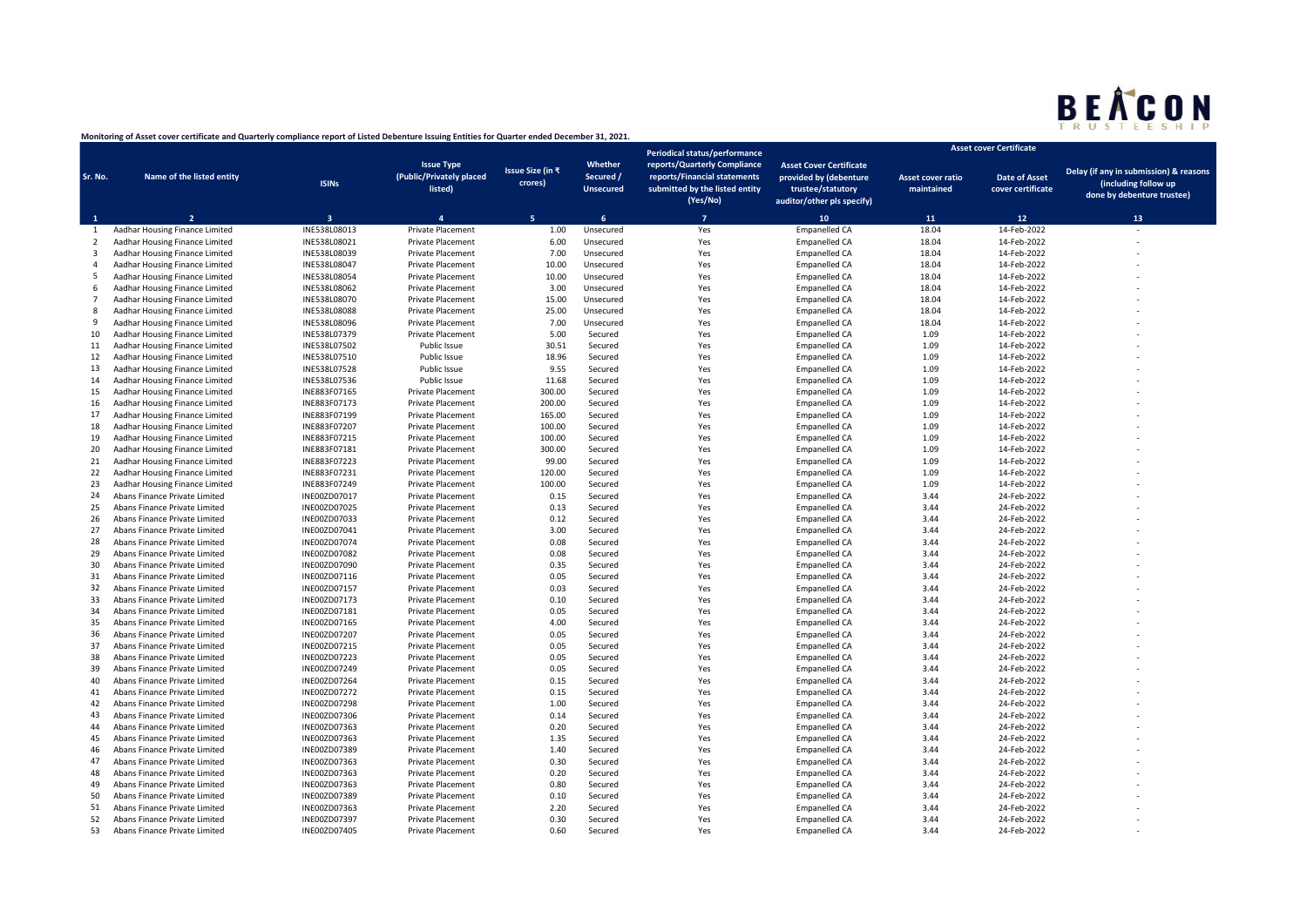BEACON TRUSTEESHIP

**Monitoring of Asset cover certificate and Quarterly compliance report of Listed Debenture Issuing Entities for Quarter ended December 31, 2021.**

| Sr. No. | Name of the listed entity | ISINs | Issue Type (Public/Privately placed listed) | Issue Size (in ₹ crores) | Whether Secured / Unsecured | Periodical status/performance reports/Quarterly Compliance reports/Financial statements submitted by the listed entity (Yes/No) | Asset Cover Certificate provided by (debenture trustee/statutory auditor/other pls specify) | Asset cover Certificate | | |
|---|---|---|---|---|---|---|---|---|---|---|
| | | | | | | | | Asset cover ratio maintained | Date of Asset cover certificate | Delay (if any in submission) & reasons (including follow up done by debenture trustee) |
| 1 | 2 | 3 | 4 | 5 | 6 | 7 | 10 | 11 | 12 | 13 |
| 1 | Aadhar Housing Finance Limited | INE538L08013 | Private Placement | 1.00 | Unsecured | Yes | Empanelled CA | 18.04 | 14-Feb-2022 | - |
| 2 | Aadhar Housing Finance Limited | INE538L08021 | Private Placement | 6.00 | Unsecured | Yes | Empanelled CA | 18.04 | 14-Feb-2022 | - |
| 3 | Aadhar Housing Finance Limited | INE538L08039 | Private Placement | 7.00 | Unsecured | Yes | Empanelled CA | 18.04 | 14-Feb-2022 | - |
| 4 | Aadhar Housing Finance Limited | INE538L08047 | Private Placement | 10.00 | Unsecured | Yes | Empanelled CA | 18.04 | 14-Feb-2022 | - |
| 5 | Aadhar Housing Finance Limited | INE538L08054 | Private Placement | 10.00 | Unsecured | Yes | Empanelled CA | 18.04 | 14-Feb-2022 | - |
| 6 | Aadhar Housing Finance Limited | INE538L08062 | Private Placement | 3.00 | Unsecured | Yes | Empanelled CA | 18.04 | 14-Feb-2022 | - |
| 7 | Aadhar Housing Finance Limited | INE538L08070 | Private Placement | 15.00 | Unsecured | Yes | Empanelled CA | 18.04 | 14-Feb-2022 | - |
| 8 | Aadhar Housing Finance Limited | INE538L08088 | Private Placement | 25.00 | Unsecured | Yes | Empanelled CA | 18.04 | 14-Feb-2022 | - |
| 9 | Aadhar Housing Finance Limited | INE538L08096 | Private Placement | 7.00 | Unsecured | Yes | Empanelled CA | 18.04 | 14-Feb-2022 | - |
| 10 | Aadhar Housing Finance Limited | INE538L07379 | Private Placement | 5.00 | Secured | Yes | Empanelled CA | 1.09 | 14-Feb-2022 | - |
| 11 | Aadhar Housing Finance Limited | INE538L07502 | Public Issue | 30.51 | Secured | Yes | Empanelled CA | 1.09 | 14-Feb-2022 | - |
| 12 | Aadhar Housing Finance Limited | INE538L07510 | Public Issue | 18.96 | Secured | Yes | Empanelled CA | 1.09 | 14-Feb-2022 | - |
| 13 | Aadhar Housing Finance Limited | INE538L07528 | Public Issue | 9.55 | Secured | Yes | Empanelled CA | 1.09 | 14-Feb-2022 | - |
| 14 | Aadhar Housing Finance Limited | INE538L07536 | Public Issue | 11.68 | Secured | Yes | Empanelled CA | 1.09 | 14-Feb-2022 | - |
| 15 | Aadhar Housing Finance Limited | INE883F07165 | Private Placement | 300.00 | Secured | Yes | Empanelled CA | 1.09 | 14-Feb-2022 | - |
| 16 | Aadhar Housing Finance Limited | INE883F07173 | Private Placement | 200.00 | Secured | Yes | Empanelled CA | 1.09 | 14-Feb-2022 | - |
| 17 | Aadhar Housing Finance Limited | INE883F07199 | Private Placement | 165.00 | Secured | Yes | Empanelled CA | 1.09 | 14-Feb-2022 | - |
| 18 | Aadhar Housing Finance Limited | INE883F07207 | Private Placement | 100.00 | Secured | Yes | Empanelled CA | 1.09 | 14-Feb-2022 | - |
| 19 | Aadhar Housing Finance Limited | INE883F07215 | Private Placement | 100.00 | Secured | Yes | Empanelled CA | 1.09 | 14-Feb-2022 | - |
| 20 | Aadhar Housing Finance Limited | INE883F07181 | Private Placement | 300.00 | Secured | Yes | Empanelled CA | 1.09 | 14-Feb-2022 | - |
| 21 | Aadhar Housing Finance Limited | INE883F07223 | Private Placement | 99.00 | Secured | Yes | Empanelled CA | 1.09 | 14-Feb-2022 | - |
| 22 | Aadhar Housing Finance Limited | INE883F07231 | Private Placement | 120.00 | Secured | Yes | Empanelled CA | 1.09 | 14-Feb-2022 | - |
| 23 | Aadhar Housing Finance Limited | INE883F07249 | Private Placement | 100.00 | Secured | Yes | Empanelled CA | 1.09 | 14-Feb-2022 | - |
| 24 | Abans Finance Private Limited | INE00ZD07017 | Private Placement | 0.15 | Secured | Yes | Empanelled CA | 3.44 | 24-Feb-2022 | - |
| 25 | Abans Finance Private Limited | INE00ZD07025 | Private Placement | 0.13 | Secured | Yes | Empanelled CA | 3.44 | 24-Feb-2022 | - |
| 26 | Abans Finance Private Limited | INE00ZD07033 | Private Placement | 0.12 | Secured | Yes | Empanelled CA | 3.44 | 24-Feb-2022 | - |
| 27 | Abans Finance Private Limited | INE00ZD07041 | Private Placement | 3.00 | Secured | Yes | Empanelled CA | 3.44 | 24-Feb-2022 | - |
| 28 | Abans Finance Private Limited | INE00ZD07074 | Private Placement | 0.08 | Secured | Yes | Empanelled CA | 3.44 | 24-Feb-2022 | - |
| 29 | Abans Finance Private Limited | INE00ZD07082 | Private Placement | 0.08 | Secured | Yes | Empanelled CA | 3.44 | 24-Feb-2022 | - |
| 30 | Abans Finance Private Limited | INE00ZD07090 | Private Placement | 0.35 | Secured | Yes | Empanelled CA | 3.44 | 24-Feb-2022 | - |
| 31 | Abans Finance Private Limited | INE00ZD07116 | Private Placement | 0.05 | Secured | Yes | Empanelled CA | 3.44 | 24-Feb-2022 | - |
| 32 | Abans Finance Private Limited | INE00ZD07157 | Private Placement | 0.03 | Secured | Yes | Empanelled CA | 3.44 | 24-Feb-2022 | - |
| 33 | Abans Finance Private Limited | INE00ZD07173 | Private Placement | 0.10 | Secured | Yes | Empanelled CA | 3.44 | 24-Feb-2022 | - |
| 34 | Abans Finance Private Limited | INE00ZD07181 | Private Placement | 0.05 | Secured | Yes | Empanelled CA | 3.44 | 24-Feb-2022 | - |
| 35 | Abans Finance Private Limited | INE00ZD07165 | Private Placement | 4.00 | Secured | Yes | Empanelled CA | 3.44 | 24-Feb-2022 | - |
| 36 | Abans Finance Private Limited | INE00ZD07207 | Private Placement | 0.05 | Secured | Yes | Empanelled CA | 3.44 | 24-Feb-2022 | - |
| 37 | Abans Finance Private Limited | INE00ZD07215 | Private Placement | 0.05 | Secured | Yes | Empanelled CA | 3.44 | 24-Feb-2022 | - |
| 38 | Abans Finance Private Limited | INE00ZD07223 | Private Placement | 0.05 | Secured | Yes | Empanelled CA | 3.44 | 24-Feb-2022 | - |
| 39 | Abans Finance Private Limited | INE00ZD07249 | Private Placement | 0.05 | Secured | Yes | Empanelled CA | 3.44 | 24-Feb-2022 | - |
| 40 | Abans Finance Private Limited | INE00ZD07264 | Private Placement | 0.15 | Secured | Yes | Empanelled CA | 3.44 | 24-Feb-2022 | - |
| 41 | Abans Finance Private Limited | INE00ZD07272 | Private Placement | 0.15 | Secured | Yes | Empanelled CA | 3.44 | 24-Feb-2022 | - |
| 42 | Abans Finance Private Limited | INE00ZD07298 | Private Placement | 1.00 | Secured | Yes | Empanelled CA | 3.44 | 24-Feb-2022 | - |
| 43 | Abans Finance Private Limited | INE00ZD07306 | Private Placement | 0.14 | Secured | Yes | Empanelled CA | 3.44 | 24-Feb-2022 | - |
| 44 | Abans Finance Private Limited | INE00ZD07363 | Private Placement | 0.20 | Secured | Yes | Empanelled CA | 3.44 | 24-Feb-2022 | - |
| 45 | Abans Finance Private Limited | INE00ZD07363 | Private Placement | 1.35 | Secured | Yes | Empanelled CA | 3.44 | 24-Feb-2022 | - |
| 46 | Abans Finance Private Limited | INE00ZD07389 | Private Placement | 1.40 | Secured | Yes | Empanelled CA | 3.44 | 24-Feb-2022 | - |
| 47 | Abans Finance Private Limited | INE00ZD07363 | Private Placement | 0.30 | Secured | Yes | Empanelled CA | 3.44 | 24-Feb-2022 | - |
| 48 | Abans Finance Private Limited | INE00ZD07363 | Private Placement | 0.20 | Secured | Yes | Empanelled CA | 3.44 | 24-Feb-2022 | - |
| 49 | Abans Finance Private Limited | INE00ZD07363 | Private Placement | 0.80 | Secured | Yes | Empanelled CA | 3.44 | 24-Feb-2022 | - |
| 50 | Abans Finance Private Limited | INE00ZD07389 | Private Placement | 0.10 | Secured | Yes | Empanelled CA | 3.44 | 24-Feb-2022 | - |
| 51 | Abans Finance Private Limited | INE00ZD07363 | Private Placement | 2.20 | Secured | Yes | Empanelled CA | 3.44 | 24-Feb-2022 | - |
| 52 | Abans Finance Private Limited | INE00ZD07397 | Private Placement | 0.30 | Secured | Yes | Empanelled CA | 3.44 | 24-Feb-2022 | - |
| 53 | Abans Finance Private Limited | INE00ZD07405 | Private Placement | 0.60 | Secured | Yes | Empanelled CA | 3.44 | 24-Feb-2022 | - |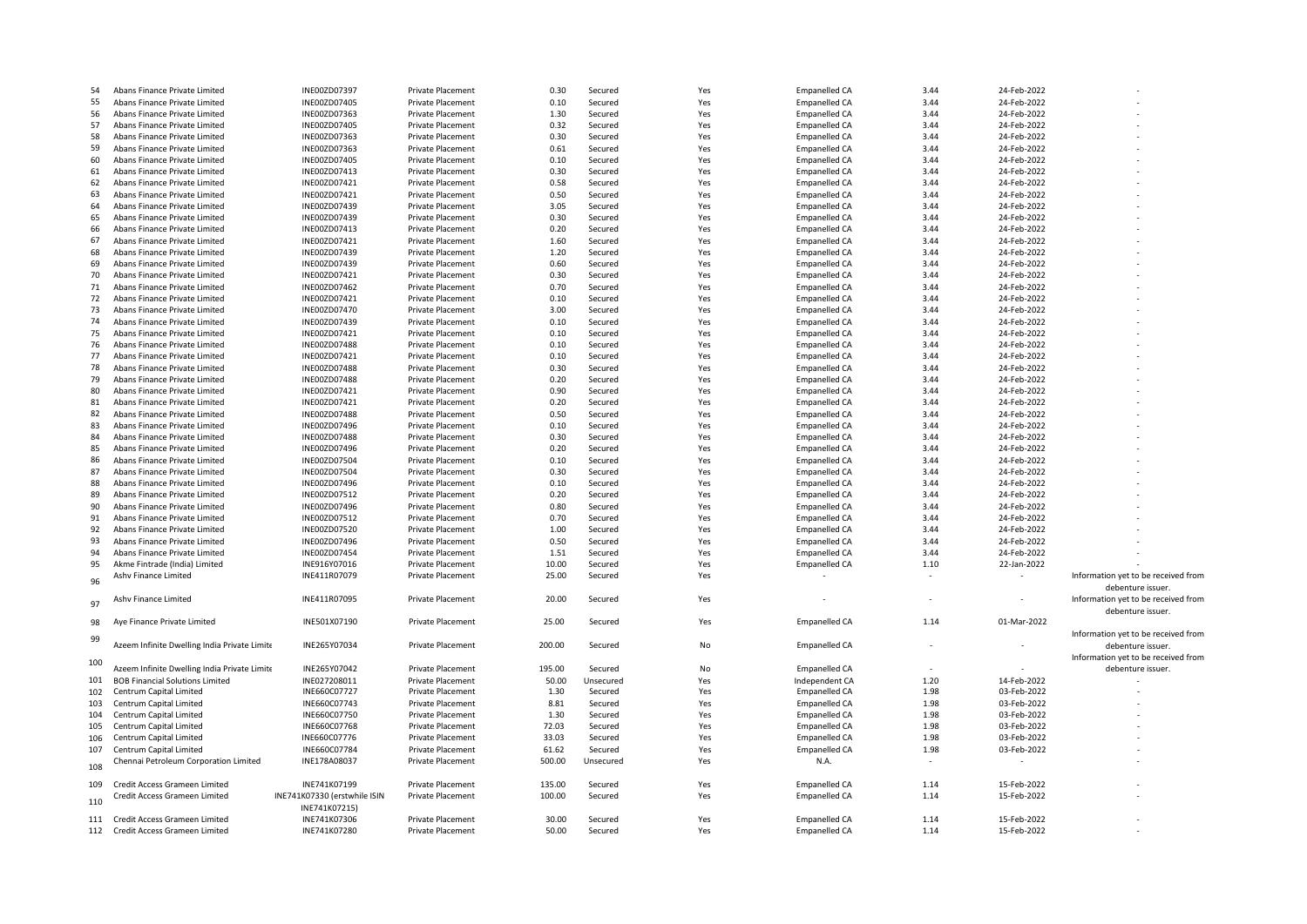| | | | | | | | | | | |
|---|---|---|---|---|---|---|---|---|---|---|
| 54 | Abans Finance Private Limited | INE00ZD07397 | Private Placement | 0.30 | Secured | Yes | Empanelled CA | 3.44 | 24-Feb-2022 | - |
| 55 | Abans Finance Private Limited | INE00ZD07405 | Private Placement | 0.10 | Secured | Yes | Empanelled CA | 3.44 | 24-Feb-2022 | - |
| 56 | Abans Finance Private Limited | INE00ZD07363 | Private Placement | 1.30 | Secured | Yes | Empanelled CA | 3.44 | 24-Feb-2022 | - |
| 57 | Abans Finance Private Limited | INE00ZD07405 | Private Placement | 0.32 | Secured | Yes | Empanelled CA | 3.44 | 24-Feb-2022 | - |
| 58 | Abans Finance Private Limited | INE00ZD07363 | Private Placement | 0.30 | Secured | Yes | Empanelled CA | 3.44 | 24-Feb-2022 | - |
| 59 | Abans Finance Private Limited | INE00ZD07363 | Private Placement | 0.61 | Secured | Yes | Empanelled CA | 3.44 | 24-Feb-2022 | - |
| 60 | Abans Finance Private Limited | INE00ZD07405 | Private Placement | 0.10 | Secured | Yes | Empanelled CA | 3.44 | 24-Feb-2022 | - |
| 61 | Abans Finance Private Limited | INE00ZD07413 | Private Placement | 0.30 | Secured | Yes | Empanelled CA | 3.44 | 24-Feb-2022 | - |
| 62 | Abans Finance Private Limited | INE00ZD07421 | Private Placement | 0.58 | Secured | Yes | Empanelled CA | 3.44 | 24-Feb-2022 | - |
| 63 | Abans Finance Private Limited | INE00ZD07421 | Private Placement | 0.50 | Secured | Yes | Empanelled CA | 3.44 | 24-Feb-2022 | - |
| 64 | Abans Finance Private Limited | INE00ZD07439 | Private Placement | 3.05 | Secured | Yes | Empanelled CA | 3.44 | 24-Feb-2022 | - |
| 65 | Abans Finance Private Limited | INE00ZD07439 | Private Placement | 0.30 | Secured | Yes | Empanelled CA | 3.44 | 24-Feb-2022 | - |
| 66 | Abans Finance Private Limited | INE00ZD07413 | Private Placement | 0.20 | Secured | Yes | Empanelled CA | 3.44 | 24-Feb-2022 | - |
| 67 | Abans Finance Private Limited | INE00ZD07421 | Private Placement | 1.60 | Secured | Yes | Empanelled CA | 3.44 | 24-Feb-2022 | - |
| 68 | Abans Finance Private Limited | INE00ZD07439 | Private Placement | 1.20 | Secured | Yes | Empanelled CA | 3.44 | 24-Feb-2022 | - |
| 69 | Abans Finance Private Limited | INE00ZD07439 | Private Placement | 0.60 | Secured | Yes | Empanelled CA | 3.44 | 24-Feb-2022 | - |
| 70 | Abans Finance Private Limited | INE00ZD07421 | Private Placement | 0.30 | Secured | Yes | Empanelled CA | 3.44 | 24-Feb-2022 | - |
| 71 | Abans Finance Private Limited | INE00ZD07462 | Private Placement | 0.70 | Secured | Yes | Empanelled CA | 3.44 | 24-Feb-2022 | - |
| 72 | Abans Finance Private Limited | INE00ZD07421 | Private Placement | 0.10 | Secured | Yes | Empanelled CA | 3.44 | 24-Feb-2022 | - |
| 73 | Abans Finance Private Limited | INE00ZD07470 | Private Placement | 3.00 | Secured | Yes | Empanelled CA | 3.44 | 24-Feb-2022 | - |
| 74 | Abans Finance Private Limited | INE00ZD07439 | Private Placement | 0.10 | Secured | Yes | Empanelled CA | 3.44 | 24-Feb-2022 | - |
| 75 | Abans Finance Private Limited | INE00ZD07421 | Private Placement | 0.10 | Secured | Yes | Empanelled CA | 3.44 | 24-Feb-2022 | - |
| 76 | Abans Finance Private Limited | INE00ZD07488 | Private Placement | 0.10 | Secured | Yes | Empanelled CA | 3.44 | 24-Feb-2022 | - |
| 77 | Abans Finance Private Limited | INE00ZD07421 | Private Placement | 0.10 | Secured | Yes | Empanelled CA | 3.44 | 24-Feb-2022 | - |
| 78 | Abans Finance Private Limited | INE00ZD07488 | Private Placement | 0.30 | Secured | Yes | Empanelled CA | 3.44 | 24-Feb-2022 | - |
| 79 | Abans Finance Private Limited | INE00ZD07488 | Private Placement | 0.20 | Secured | Yes | Empanelled CA | 3.44 | 24-Feb-2022 | - |
| 80 | Abans Finance Private Limited | INE00ZD07421 | Private Placement | 0.90 | Secured | Yes | Empanelled CA | 3.44 | 24-Feb-2022 | - |
| 81 | Abans Finance Private Limited | INE00ZD07421 | Private Placement | 0.20 | Secured | Yes | Empanelled CA | 3.44 | 24-Feb-2022 | - |
| 82 | Abans Finance Private Limited | INE00ZD07488 | Private Placement | 0.50 | Secured | Yes | Empanelled CA | 3.44 | 24-Feb-2022 | - |
| 83 | Abans Finance Private Limited | INE00ZD07496 | Private Placement | 0.10 | Secured | Yes | Empanelled CA | 3.44 | 24-Feb-2022 | - |
| 84 | Abans Finance Private Limited | INE00ZD07488 | Private Placement | 0.30 | Secured | Yes | Empanelled CA | 3.44 | 24-Feb-2022 | - |
| 85 | Abans Finance Private Limited | INE00ZD07496 | Private Placement | 0.20 | Secured | Yes | Empanelled CA | 3.44 | 24-Feb-2022 | - |
| 86 | Abans Finance Private Limited | INE00ZD07504 | Private Placement | 0.10 | Secured | Yes | Empanelled CA | 3.44 | 24-Feb-2022 | - |
| 87 | Abans Finance Private Limited | INE00ZD07504 | Private Placement | 0.30 | Secured | Yes | Empanelled CA | 3.44 | 24-Feb-2022 | - |
| 88 | Abans Finance Private Limited | INE00ZD07496 | Private Placement | 0.10 | Secured | Yes | Empanelled CA | 3.44 | 24-Feb-2022 | - |
| 89 | Abans Finance Private Limited | INE00ZD07512 | Private Placement | 0.20 | Secured | Yes | Empanelled CA | 3.44 | 24-Feb-2022 | - |
| 90 | Abans Finance Private Limited | INE00ZD07496 | Private Placement | 0.80 | Secured | Yes | Empanelled CA | 3.44 | 24-Feb-2022 | - |
| 91 | Abans Finance Private Limited | INE00ZD07512 | Private Placement | 0.70 | Secured | Yes | Empanelled CA | 3.44 | 24-Feb-2022 | - |
| 92 | Abans Finance Private Limited | INE00ZD07520 | Private Placement | 1.00 | Secured | Yes | Empanelled CA | 3.44 | 24-Feb-2022 | - |
| 93 | Abans Finance Private Limited | INE00ZD07496 | Private Placement | 0.50 | Secured | Yes | Empanelled CA | 3.44 | 24-Feb-2022 | - |
| 94 | Abans Finance Private Limited | INE00ZD07454 | Private Placement | 1.51 | Secured | Yes | Empanelled CA | 3.44 | 24-Feb-2022 | - |
| 95 | Akme Fintrade (India) Limited | INE916Y07016 | Private Placement | 10.00 | Secured | Yes | Empanelled CA | 1.10 | 22-Jan-2022 | - |
| 96 | Ashv Finance Limited | INE411R07079 | Private Placement | 25.00 | Secured | Yes | - | - | - | Information yet to be received from debenture issuer. |
| 97 | Ashv Finance Limited | INE411R07095 | Private Placement | 20.00 | Secured | Yes | - | - | - | Information yet to be received from debenture issuer. |
| 98 | Aye Finance Private Limited | INE501X07190 | Private Placement | 25.00 | Secured | Yes | Empanelled CA | 1.14 | 01-Mar-2022 | |
| 99 | Azeem Infinite Dwelling India Private Limite | INE265Y07034 | Private Placement | 200.00 | Secured | No | Empanelled CA | - | - | Information yet to be received from debenture issuer. |
| 100 | Azeem Infinite Dwelling India Private Limite | INE265Y07042 | Private Placement | 195.00 | Secured | No | Empanelled CA | - | - | Information yet to be received from debenture issuer. |
| 101 | BOB Financial Solutions Limited | INE027208011 | Private Placement | 50.00 | Unsecured | Yes | Independent CA | 1.20 | 14-Feb-2022 | - |
| 102 | Centrum Capital Limited | INE660C07727 | Private Placement | 1.30 | Secured | Yes | Empanelled CA | 1.98 | 03-Feb-2022 | - |
| 103 | Centrum Capital Limited | INE660C07743 | Private Placement | 8.81 | Secured | Yes | Empanelled CA | 1.98 | 03-Feb-2022 | - |
| 104 | Centrum Capital Limited | INE660C07750 | Private Placement | 1.30 | Secured | Yes | Empanelled CA | 1.98 | 03-Feb-2022 | - |
| 105 | Centrum Capital Limited | INE660C07768 | Private Placement | 72.03 | Secured | Yes | Empanelled CA | 1.98 | 03-Feb-2022 | - |
| 106 | Centrum Capital Limited | INE660C07776 | Private Placement | 33.03 | Secured | Yes | Empanelled CA | 1.98 | 03-Feb-2022 | - |
| 107 | Centrum Capital Limited | INE660C07784 | Private Placement | 61.62 | Secured | Yes | Empanelled CA | 1.98 | 03-Feb-2022 | - |
| 108 | Chennai Petroleum Corporation Limited | INE178A08037 | Private Placement | 500.00 | Unsecured | Yes | N.A. | - | - | - |
| 109 | Credit Access Grameen Limited | INE741K07199 | Private Placement | 135.00 | Secured | Yes | Empanelled CA | 1.14 | 15-Feb-2022 | - |
| 110 | Credit Access Grameen Limited | INE741K07330 (erstwhile ISIN INE741K07215) | Private Placement | 100.00 | Secured | Yes | Empanelled CA | 1.14 | 15-Feb-2022 | - |
| 111 | Credit Access Grameen Limited | INE741K07306 | Private Placement | 30.00 | Secured | Yes | Empanelled CA | 1.14 | 15-Feb-2022 | - |
| 112 | Credit Access Grameen Limited | INE741K07280 | Private Placement | 50.00 | Secured | Yes | Empanelled CA | 1.14 | 15-Feb-2022 | - |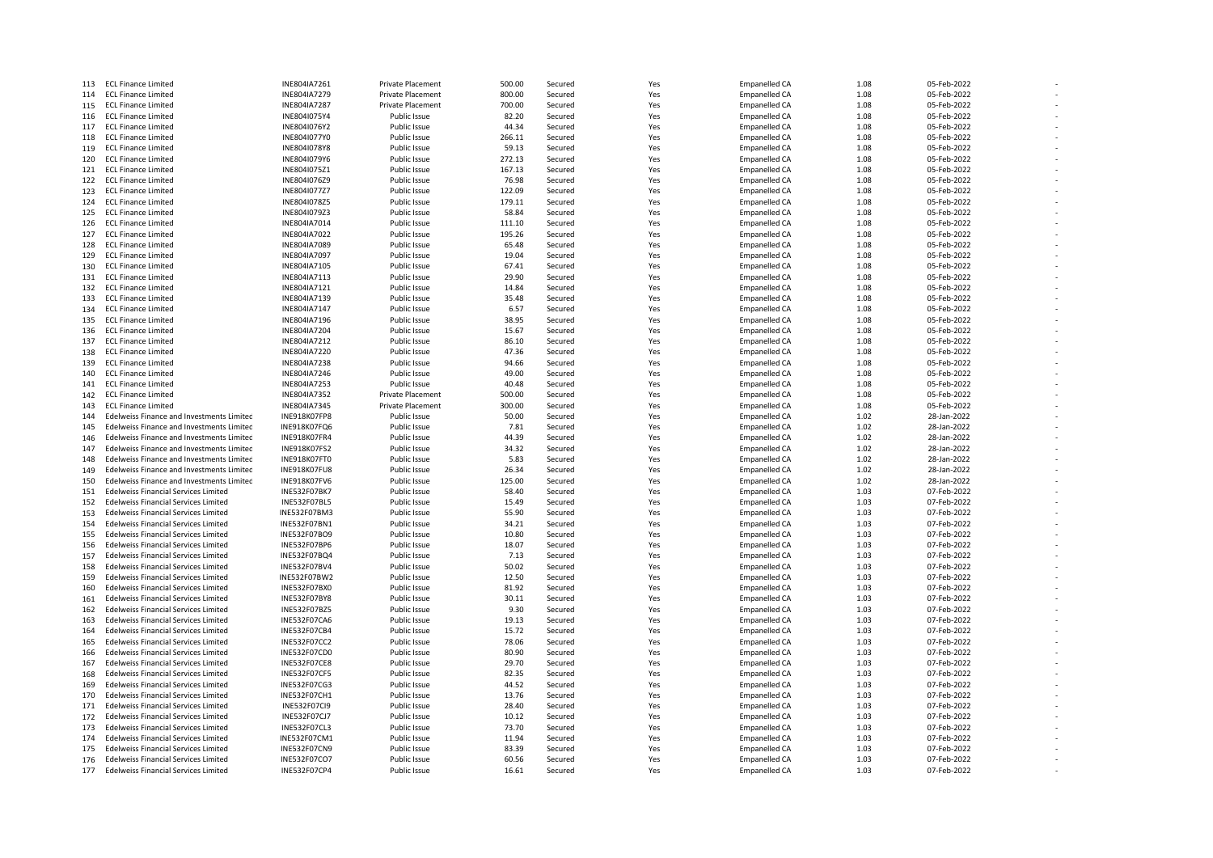| | | | | | | | | | | |
|---|---|---|---|---|---|---|---|---|---|---|
| 113 | ECL Finance Limited | INE804IA7261 | Private Placement | 500.00 | Secured | Yes | Empanelled CA | 1.08 | 05-Feb-2022 | - |
| 114 | ECL Finance Limited | INE804IA7279 | Private Placement | 800.00 | Secured | Yes | Empanelled CA | 1.08 | 05-Feb-2022 | - |
| 115 | ECL Finance Limited | INE804IA7287 | Private Placement | 700.00 | Secured | Yes | Empanelled CA | 1.08 | 05-Feb-2022 | - |
| 116 | ECL Finance Limited | INE804I075Y4 | Public Issue | 82.20 | Secured | Yes | Empanelled CA | 1.08 | 05-Feb-2022 | - |
| 117 | ECL Finance Limited | INE804I076Y2 | Public Issue | 44.34 | Secured | Yes | Empanelled CA | 1.08 | 05-Feb-2022 | - |
| 118 | ECL Finance Limited | INE804I077Y0 | Public Issue | 266.11 | Secured | Yes | Empanelled CA | 1.08 | 05-Feb-2022 | - |
| 119 | ECL Finance Limited | INE804I078Y8 | Public Issue | 59.13 | Secured | Yes | Empanelled CA | 1.08 | 05-Feb-2022 | - |
| 120 | ECL Finance Limited | INE804I079Y6 | Public Issue | 272.13 | Secured | Yes | Empanelled CA | 1.08 | 05-Feb-2022 | - |
| 121 | ECL Finance Limited | INE804I075Z1 | Public Issue | 167.13 | Secured | Yes | Empanelled CA | 1.08 | 05-Feb-2022 | - |
| 122 | ECL Finance Limited | INE804I076Z9 | Public Issue | 76.98 | Secured | Yes | Empanelled CA | 1.08 | 05-Feb-2022 | - |
| 123 | ECL Finance Limited | INE804I077Z7 | Public Issue | 122.09 | Secured | Yes | Empanelled CA | 1.08 | 05-Feb-2022 | - |
| 124 | ECL Finance Limited | INE804I078Z5 | Public Issue | 179.11 | Secured | Yes | Empanelled CA | 1.08 | 05-Feb-2022 | - |
| 125 | ECL Finance Limited | INE804I079Z3 | Public Issue | 58.84 | Secured | Yes | Empanelled CA | 1.08 | 05-Feb-2022 | - |
| 126 | ECL Finance Limited | INE804IA7014 | Public Issue | 111.10 | Secured | Yes | Empanelled CA | 1.08 | 05-Feb-2022 | - |
| 127 | ECL Finance Limited | INE804IA7022 | Public Issue | 195.26 | Secured | Yes | Empanelled CA | 1.08 | 05-Feb-2022 | - |
| 128 | ECL Finance Limited | INE804IA7089 | Public Issue | 65.48 | Secured | Yes | Empanelled CA | 1.08 | 05-Feb-2022 | - |
| 129 | ECL Finance Limited | INE804IA7097 | Public Issue | 19.04 | Secured | Yes | Empanelled CA | 1.08 | 05-Feb-2022 | - |
| 130 | ECL Finance Limited | INE804IA7105 | Public Issue | 67.41 | Secured | Yes | Empanelled CA | 1.08 | 05-Feb-2022 | - |
| 131 | ECL Finance Limited | INE804IA7113 | Public Issue | 29.90 | Secured | Yes | Empanelled CA | 1.08 | 05-Feb-2022 | - |
| 132 | ECL Finance Limited | INE804IA7121 | Public Issue | 14.84 | Secured | Yes | Empanelled CA | 1.08 | 05-Feb-2022 | - |
| 133 | ECL Finance Limited | INE804IA7139 | Public Issue | 35.48 | Secured | Yes | Empanelled CA | 1.08 | 05-Feb-2022 | - |
| 134 | ECL Finance Limited | INE804IA7147 | Public Issue | 6.57 | Secured | Yes | Empanelled CA | 1.08 | 05-Feb-2022 | - |
| 135 | ECL Finance Limited | INE804IA7196 | Public Issue | 38.95 | Secured | Yes | Empanelled CA | 1.08 | 05-Feb-2022 | - |
| 136 | ECL Finance Limited | INE804IA7204 | Public Issue | 15.67 | Secured | Yes | Empanelled CA | 1.08 | 05-Feb-2022 | - |
| 137 | ECL Finance Limited | INE804IA7212 | Public Issue | 86.10 | Secured | Yes | Empanelled CA | 1.08 | 05-Feb-2022 | - |
| 138 | ECL Finance Limited | INE804IA7220 | Public Issue | 47.36 | Secured | Yes | Empanelled CA | 1.08 | 05-Feb-2022 | - |
| 139 | ECL Finance Limited | INE804IA7238 | Public Issue | 94.66 | Secured | Yes | Empanelled CA | 1.08 | 05-Feb-2022 | - |
| 140 | ECL Finance Limited | INE804IA7246 | Public Issue | 49.00 | Secured | Yes | Empanelled CA | 1.08 | 05-Feb-2022 | - |
| 141 | ECL Finance Limited | INE804IA7253 | Public Issue | 40.48 | Secured | Yes | Empanelled CA | 1.08 | 05-Feb-2022 | - |
| 142 | ECL Finance Limited | INE804IA7352 | Private Placement | 500.00 | Secured | Yes | Empanelled CA | 1.08 | 05-Feb-2022 | - |
| 143 | ECL Finance Limited | INE804IA7345 | Private Placement | 300.00 | Secured | Yes | Empanelled CA | 1.08 | 05-Feb-2022 | - |
| 144 | Edelweiss Finance and Investments Limited | INE918K07FP8 | Public Issue | 50.00 | Secured | Yes | Empanelled CA | 1.02 | 28-Jan-2022 | - |
| 145 | Edelweiss Finance and Investments Limited | INE918K07FQ6 | Public Issue | 7.81 | Secured | Yes | Empanelled CA | 1.02 | 28-Jan-2022 | - |
| 146 | Edelweiss Finance and Investments Limited | INE918K07FR4 | Public Issue | 44.39 | Secured | Yes | Empanelled CA | 1.02 | 28-Jan-2022 | - |
| 147 | Edelweiss Finance and Investments Limited | INE918K07FS2 | Public Issue | 34.32 | Secured | Yes | Empanelled CA | 1.02 | 28-Jan-2022 | - |
| 148 | Edelweiss Finance and Investments Limited | INE918K07FT0 | Public Issue | 5.83 | Secured | Yes | Empanelled CA | 1.02 | 28-Jan-2022 | - |
| 149 | Edelweiss Finance and Investments Limited | INE918K07FU8 | Public Issue | 26.34 | Secured | Yes | Empanelled CA | 1.02 | 28-Jan-2022 | - |
| 150 | Edelweiss Finance and Investments Limited | INE918K07FV6 | Public Issue | 125.00 | Secured | Yes | Empanelled CA | 1.02 | 28-Jan-2022 | - |
| 151 | Edelweiss Financial Services Limited | INE532F07BK7 | Public Issue | 58.40 | Secured | Yes | Empanelled CA | 1.03 | 07-Feb-2022 | - |
| 152 | Edelweiss Financial Services Limited | INE532F07BL5 | Public Issue | 15.49 | Secured | Yes | Empanelled CA | 1.03 | 07-Feb-2022 | - |
| 153 | Edelweiss Financial Services Limited | INE532F07BM3 | Public Issue | 55.90 | Secured | Yes | Empanelled CA | 1.03 | 07-Feb-2022 | - |
| 154 | Edelweiss Financial Services Limited | INE532F07BN1 | Public Issue | 34.21 | Secured | Yes | Empanelled CA | 1.03 | 07-Feb-2022 | - |
| 155 | Edelweiss Financial Services Limited | INE532F07BO9 | Public Issue | 10.80 | Secured | Yes | Empanelled CA | 1.03 | 07-Feb-2022 | - |
| 156 | Edelweiss Financial Services Limited | INE532F07BP6 | Public Issue | 18.07 | Secured | Yes | Empanelled CA | 1.03 | 07-Feb-2022 | - |
| 157 | Edelweiss Financial Services Limited | INE532F07BQ4 | Public Issue | 7.13 | Secured | Yes | Empanelled CA | 1.03 | 07-Feb-2022 | - |
| 158 | Edelweiss Financial Services Limited | INE532F07BV4 | Public Issue | 50.02 | Secured | Yes | Empanelled CA | 1.03 | 07-Feb-2022 | - |
| 159 | Edelweiss Financial Services Limited | INE532F07BW2 | Public Issue | 12.50 | Secured | Yes | Empanelled CA | 1.03 | 07-Feb-2022 | - |
| 160 | Edelweiss Financial Services Limited | INE532F07BX0 | Public Issue | 81.92 | Secured | Yes | Empanelled CA | 1.03 | 07-Feb-2022 | - |
| 161 | Edelweiss Financial Services Limited | INE532F07BY8 | Public Issue | 30.11 | Secured | Yes | Empanelled CA | 1.03 | 07-Feb-2022 | - |
| 162 | Edelweiss Financial Services Limited | INE532F07BZ5 | Public Issue | 9.30 | Secured | Yes | Empanelled CA | 1.03 | 07-Feb-2022 | - |
| 163 | Edelweiss Financial Services Limited | INE532F07CA6 | Public Issue | 19.13 | Secured | Yes | Empanelled CA | 1.03 | 07-Feb-2022 | - |
| 164 | Edelweiss Financial Services Limited | INE532F07CB4 | Public Issue | 15.72 | Secured | Yes | Empanelled CA | 1.03 | 07-Feb-2022 | - |
| 165 | Edelweiss Financial Services Limited | INE532F07CC2 | Public Issue | 78.06 | Secured | Yes | Empanelled CA | 1.03 | 07-Feb-2022 | - |
| 166 | Edelweiss Financial Services Limited | INE532F07CD0 | Public Issue | 80.90 | Secured | Yes | Empanelled CA | 1.03 | 07-Feb-2022 | - |
| 167 | Edelweiss Financial Services Limited | INE532F07CE8 | Public Issue | 29.70 | Secured | Yes | Empanelled CA | 1.03 | 07-Feb-2022 | - |
| 168 | Edelweiss Financial Services Limited | INE532F07CF5 | Public Issue | 82.35 | Secured | Yes | Empanelled CA | 1.03 | 07-Feb-2022 | - |
| 169 | Edelweiss Financial Services Limited | INE532F07CG3 | Public Issue | 44.52 | Secured | Yes | Empanelled CA | 1.03 | 07-Feb-2022 | - |
| 170 | Edelweiss Financial Services Limited | INE532F07CH1 | Public Issue | 13.76 | Secured | Yes | Empanelled CA | 1.03 | 07-Feb-2022 | - |
| 171 | Edelweiss Financial Services Limited | INE532F07CI9 | Public Issue | 28.40 | Secured | Yes | Empanelled CA | 1.03 | 07-Feb-2022 | - |
| 172 | Edelweiss Financial Services Limited | INE532F07CJ7 | Public Issue | 10.12 | Secured | Yes | Empanelled CA | 1.03 | 07-Feb-2022 | - |
| 173 | Edelweiss Financial Services Limited | INE532F07CL3 | Public Issue | 73.70 | Secured | Yes | Empanelled CA | 1.03 | 07-Feb-2022 | - |
| 174 | Edelweiss Financial Services Limited | INE532F07CM1 | Public Issue | 11.94 | Secured | Yes | Empanelled CA | 1.03 | 07-Feb-2022 | - |
| 175 | Edelweiss Financial Services Limited | INE532F07CN9 | Public Issue | 83.39 | Secured | Yes | Empanelled CA | 1.03 | 07-Feb-2022 | - |
| 176 | Edelweiss Financial Services Limited | INE532F07CO7 | Public Issue | 60.56 | Secured | Yes | Empanelled CA | 1.03 | 07-Feb-2022 | - |
| 177 | Edelweiss Financial Services Limited | INE532F07CP4 | Public Issue | 16.61 | Secured | Yes | Empanelled CA | 1.03 | 07-Feb-2022 | - |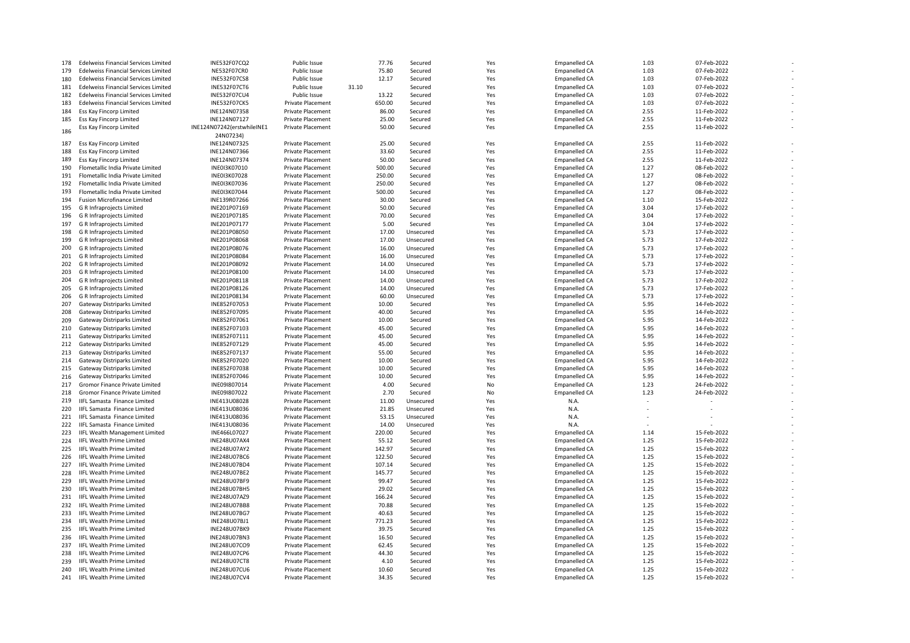| | | | | | | | | | | |
|---|---|---|---|---|---|---|---|---|---|---|
| 178 | Edelweiss Financial Services Limited | INE532F07CQ2 | Public Issue | 77.76 | Secured | Yes | Empanelled CA | 1.03 | 07-Feb-2022 | - |
| 179 | Edelweiss Financial Services Limited | NE532F07CR0 | Public Issue | 75.80 | Secured | Yes | Empanelled CA | 1.03 | 07-Feb-2022 | - |
| 180 | Edelweiss Financial Services Limited | INE532F07CS8 | Public Issue | 12.17 | Secured | Yes | Empanelled CA | 1.03 | 07-Feb-2022 | - |
| 181 | Edelweiss Financial Services Limited | INE532F07CT6 | Public Issue | 31.10 | Secured | Yes | Empanelled CA | 1.03 | 07-Feb-2022 | - |
| 182 | Edelweiss Financial Services Limited | INE532F07CU4 | Public Issue | 13.22 | Secured | Yes | Empanelled CA | 1.03 | 07-Feb-2022 | - |
| 183 | Edelweiss Financial Services Limited | INE532F07CK5 | Private Placement | 650.00 | Secured | Yes | Empanelled CA | 1.03 | 07-Feb-2022 | - |
| 184 | Ess Kay Fincorp Limited | INE124N07358 | Private Placement | 86.00 | Secured | Yes | Empanelled CA | 2.55 | 11-Feb-2022 | - |
| 185 | Ess Kay Fincorp Limited | INE124N07127 | Private Placement | 25.00 | Secured | Yes | Empanelled CA | 2.55 | 11-Feb-2022 | - |
| 186 | Ess Kay Fincorp Limited | INE124N07242(erstwhileINE1 24N07234) | Private Placement | 50.00 | Secured | Yes | Empanelled CA | 2.55 | 11-Feb-2022 | - |
| 187 | Ess Kay Fincorp Limited | INE124N07325 | Private Placement | 25.00 | Secured | Yes | Empanelled CA | 2.55 | 11-Feb-2022 | - |
| 188 | Ess Kay Fincorp Limited | INE124N07366 | Private Placement | 33.60 | Secured | Yes | Empanelled CA | 2.55 | 11-Feb-2022 | - |
| 189 | Ess Kay Fincorp Limited | INE124N07374 | Private Placement | 50.00 | Secured | Yes | Empanelled CA | 2.55 | 11-Feb-2022 | - |
| 190 | Flometallic India Private Limited | INE0I3K07010 | Private Placement | 500.00 | Secured | Yes | Empanelled CA | 1.27 | 08-Feb-2022 | - |
| 191 | Flometallic India Private Limited | INE0I3K07028 | Private Placement | 250.00 | Secured | Yes | Empanelled CA | 1.27 | 08-Feb-2022 | - |
| 192 | Flometallic India Private Limited | INE0I3K07036 | Private Placement | 250.00 | Secured | Yes | Empanelled CA | 1.27 | 08-Feb-2022 | - |
| 193 | Flometallic India Private Limited | INE0I3K07044 | Private Placement | 500.00 | Secured | Yes | Empanelled CA | 1.27 | 08-Feb-2022 | - |
| 194 | Fusion Microfinance Limited | INE139R07266 | Private Placement | 30.00 | Secured | Yes | Empanelled CA | 1.10 | 15-Feb-2022 | - |
| 195 | G R Infraprojects Limited | INE201P07169 | Private Placement | 50.00 | Secured | Yes | Empanelled CA | 3.04 | 17-Feb-2022 | - |
| 196 | G R Infraprojects Limited | INE201P07185 | Private Placement | 70.00 | Secured | Yes | Empanelled CA | 3.04 | 17-Feb-2022 | - |
| 197 | G R Infraprojects Limited | INE201P07177 | Private Placement | 5.00 | Secured | Yes | Empanelled CA | 3.04 | 17-Feb-2022 | - |
| 198 | G R Infraprojects Limited | INE201P08050 | Private Placement | 17.00 | Unsecured | Yes | Empanelled CA | 5.73 | 17-Feb-2022 | - |
| 199 | G R Infraprojects Limited | INE201P08068 | Private Placement | 17.00 | Unsecured | Yes | Empanelled CA | 5.73 | 17-Feb-2022 | - |
| 200 | G R Infraprojects Limited | INE201P08076 | Private Placement | 16.00 | Unsecured | Yes | Empanelled CA | 5.73 | 17-Feb-2022 | - |
| 201 | G R Infraprojects Limited | INE201P08084 | Private Placement | 16.00 | Unsecured | Yes | Empanelled CA | 5.73 | 17-Feb-2022 | - |
| 202 | G R Infraprojects Limited | INE201P08092 | Private Placement | 14.00 | Unsecured | Yes | Empanelled CA | 5.73 | 17-Feb-2022 | - |
| 203 | G R Infraprojects Limited | INE201P08100 | Private Placement | 14.00 | Unsecured | Yes | Empanelled CA | 5.73 | 17-Feb-2022 | - |
| 204 | G R Infraprojects Limited | INE201P08118 | Private Placement | 14.00 | Unsecured | Yes | Empanelled CA | 5.73 | 17-Feb-2022 | - |
| 205 | G R Infraprojects Limited | INE201P08126 | Private Placement | 14.00 | Unsecured | Yes | Empanelled CA | 5.73 | 17-Feb-2022 | - |
| 206 | G R Infraprojects Limited | INE201P08134 | Private Placement | 60.00 | Unsecured | Yes | Empanelled CA | 5.73 | 17-Feb-2022 | - |
| 207 | Gateway Distriparks Limited | INE852F07053 | Private Placement | 10.00 | Secured | Yes | Empanelled CA | 5.95 | 14-Feb-2022 | - |
| 208 | Gateway Distriparks Limited | INE852F07095 | Private Placement | 40.00 | Secured | Yes | Empanelled CA | 5.95 | 14-Feb-2022 | - |
| 209 | Gateway Distriparks Limited | INE852F07061 | Private Placement | 10.00 | Secured | Yes | Empanelled CA | 5.95 | 14-Feb-2022 | - |
| 210 | Gateway Distriparks Limited | INE852F07103 | Private Placement | 45.00 | Secured | Yes | Empanelled CA | 5.95 | 14-Feb-2022 | - |
| 211 | Gateway Distriparks Limited | INE852F07111 | Private Placement | 45.00 | Secured | Yes | Empanelled CA | 5.95 | 14-Feb-2022 | - |
| 212 | Gateway Distriparks Limited | INE852F07129 | Private Placement | 45.00 | Secured | Yes | Empanelled CA | 5.95 | 14-Feb-2022 | - |
| 213 | Gateway Distriparks Limited | INE852F07137 | Private Placement | 55.00 | Secured | Yes | Empanelled CA | 5.95 | 14-Feb-2022 | - |
| 214 | Gateway Distriparks Limited | INE852F07020 | Private Placement | 10.00 | Secured | Yes | Empanelled CA | 5.95 | 14-Feb-2022 | - |
| 215 | Gateway Distriparks Limited | INE852F07038 | Private Placement | 10.00 | Secured | Yes | Empanelled CA | 5.95 | 14-Feb-2022 | - |
| 216 | Gateway Distriparks Limited | INE852F07046 | Private Placement | 10.00 | Secured | Yes | Empanelled CA | 5.95 | 14-Feb-2022 | - |
| 217 | Gromor Finance Private Limited | INE09I807014 | Private Placement | 4.00 | Secured | No | Empanelled CA | 1.23 | 24-Feb-2022 | - |
| 218 | Gromor Finance Private Limited | INE09I807022 | Private Placement | 2.70 | Secured | No | Empanelled CA | 1.23 | 24-Feb-2022 | - |
| 219 | IIFL Samasta Finance Limited | INE413U08028 | Private Placement | 11.00 | Unsecured | Yes | N.A. | - | - | - |
| 220 | IIFL Samasta Finance Limited | INE413U08036 | Private Placement | 21.85 | Unsecured | Yes | N.A. | - | - | - |
| 221 | IIFL Samasta Finance Limited | INE413U08036 | Private Placement | 53.15 | Unsecured | Yes | N.A. | - | - | - |
| 222 | IIFL Samasta Finance Limited | INE413U08036 | Private Placement | 14.00 | Unsecured | Yes | N.A. | - | - | - |
| 223 | IIFL Wealth Management Limited | INE466L07027 | Private Placement | 220.00 | Secured | Yes | Empanelled CA | 1.14 | 15-Feb-2022 | - |
| 224 | IIFL Wealth Prime Limited | INE248U07AX4 | Private Placement | 55.12 | Secured | Yes | Empanelled CA | 1.25 | 15-Feb-2022 | - |
| 225 | IIFL Wealth Prime Limited | INE248U07AY2 | Private Placement | 142.97 | Secured | Yes | Empanelled CA | 1.25 | 15-Feb-2022 | - |
| 226 | IIFL Wealth Prime Limited | INE248U07BC6 | Private Placement | 122.50 | Secured | Yes | Empanelled CA | 1.25 | 15-Feb-2022 | - |
| 227 | IIFL Wealth Prime Limited | INE248U07BD4 | Private Placement | 107.14 | Secured | Yes | Empanelled CA | 1.25 | 15-Feb-2022 | - |
| 228 | IIFL Wealth Prime Limited | INE248U07BE2 | Private Placement | 145.77 | Secured | Yes | Empanelled CA | 1.25 | 15-Feb-2022 | - |
| 229 | IIFL Wealth Prime Limited | INE248U07BF9 | Private Placement | 99.47 | Secured | Yes | Empanelled CA | 1.25 | 15-Feb-2022 | - |
| 230 | IIFL Wealth Prime Limited | INE248U07BH5 | Private Placement | 29.02 | Secured | Yes | Empanelled CA | 1.25 | 15-Feb-2022 | - |
| 231 | IIFL Wealth Prime Limited | INE248U07AZ9 | Private Placement | 166.24 | Secured | Yes | Empanelled CA | 1.25 | 15-Feb-2022 | - |
| 232 | IIFL Wealth Prime Limited | INE248U07BB8 | Private Placement | 70.88 | Secured | Yes | Empanelled CA | 1.25 | 15-Feb-2022 | - |
| 233 | IIFL Wealth Prime Limited | INE248U07BG7 | Private Placement | 40.63 | Secured | Yes | Empanelled CA | 1.25 | 15-Feb-2022 | - |
| 234 | IIFL Wealth Prime Limited | INE248U07BJ1 | Private Placement | 771.23 | Secured | Yes | Empanelled CA | 1.25 | 15-Feb-2022 | - |
| 235 | IIFL Wealth Prime Limited | INE248U07BK9 | Private Placement | 39.75 | Secured | Yes | Empanelled CA | 1.25 | 15-Feb-2022 | - |
| 236 | IIFL Wealth Prime Limited | INE248U07BN3 | Private Placement | 16.50 | Secured | Yes | Empanelled CA | 1.25 | 15-Feb-2022 | - |
| 237 | IIFL Wealth Prime Limited | INE248U07CO9 | Private Placement | 62.45 | Secured | Yes | Empanelled CA | 1.25 | 15-Feb-2022 | - |
| 238 | IIFL Wealth Prime Limited | INE248U07CP6 | Private Placement | 44.30 | Secured | Yes | Empanelled CA | 1.25 | 15-Feb-2022 | - |
| 239 | IIFL Wealth Prime Limited | INE248U07CT8 | Private Placement | 4.10 | Secured | Yes | Empanelled CA | 1.25 | 15-Feb-2022 | - |
| 240 | IIFL Wealth Prime Limited | INE248U07CU6 | Private Placement | 10.60 | Secured | Yes | Empanelled CA | 1.25 | 15-Feb-2022 | - |
| 241 | IIFL Wealth Prime Limited | INE248U07CV4 | Private Placement | 34.35 | Secured | Yes | Empanelled CA | 1.25 | 15-Feb-2022 | - |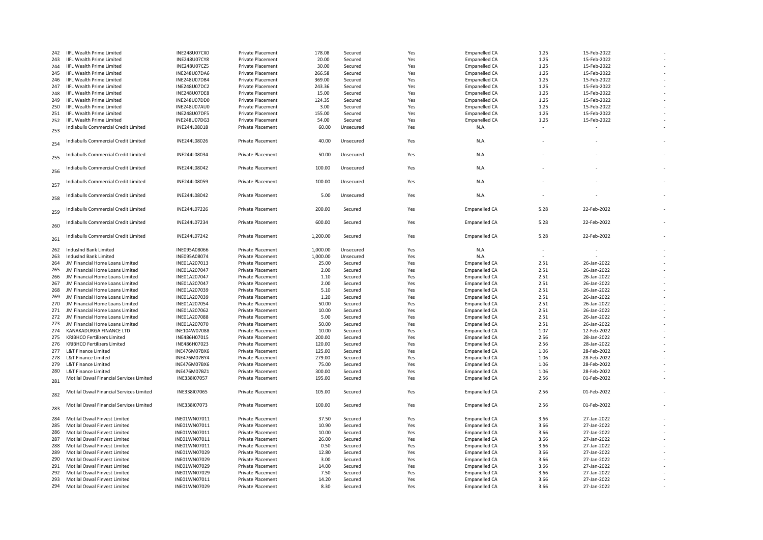| 242 | IIFL Wealth Prime Limited | INE248U07CX0 | Private Placement | 178.08 | Secured | Yes | Empanelled CA | 1.25 | 15-Feb-2022 | - |
|---|---|---|---|---|---|---|---|---|---|---|
| 243 | IIFL Wealth Prime Limited | INE248U07CY8 | Private Placement | 20.00 | Secured | Yes | Empanelled CA | 1.25 | 15-Feb-2022 | - |
| 244 | IIFL Wealth Prime Limited | INE248U07CZ5 | Private Placement | 30.00 | Secured | Yes | Empanelled CA | 1.25 | 15-Feb-2022 | - |
| 245 | IIFL Wealth Prime Limited | INE248U07DA6 | Private Placement | 266.58 | Secured | Yes | Empanelled CA | 1.25 | 15-Feb-2022 | - |
| 246 | IIFL Wealth Prime Limited | INE248U07DB4 | Private Placement | 369.00 | Secured | Yes | Empanelled CA | 1.25 | 15-Feb-2022 | - |
| 247 | IIFL Wealth Prime Limited | INE248U07DC2 | Private Placement | 243.36 | Secured | Yes | Empanelled CA | 1.25 | 15-Feb-2022 | - |
| 248 | IIFL Wealth Prime Limited | INE248U07DE8 | Private Placement | 15.00 | Secured | Yes | Empanelled CA | 1.25 | 15-Feb-2022 | - |
| 249 | IIFL Wealth Prime Limited | INE248U07DD0 | Private Placement | 124.35 | Secured | Yes | Empanelled CA | 1.25 | 15-Feb-2022 | - |
| 250 | IIFL Wealth Prime Limited | INE248U07AU0 | Private Placement | 3.00 | Secured | Yes | Empanelled CA | 1.25 | 15-Feb-2022 | - |
| 251 | IIFL Wealth Prime Limited | INE248U07DF5 | Private Placement | 155.00 | Secured | Yes | Empanelled CA | 1.25 | 15-Feb-2022 | - |
| 252 | IIFL Wealth Prime Limited | INE248U07DG3 | Private Placement | 54.00 | Secured | Yes | Empanelled CA | 1.25 | 15-Feb-2022 | - |
| 253 | Indiabulls Commercial Credit Limited | INE244L08018 | Private Placement | 60.00 | Unsecured | Yes | N.A. | - | - | - |
| 254 | Indiabulls Commercial Credit Limited | INE244L08026 | Private Placement | 40.00 | Unsecured | Yes | N.A. | - | - | - |
| 255 | Indiabulls Commercial Credit Limited | INE244L08034 | Private Placement | 50.00 | Unsecured | Yes | N.A. | - | - | - |
| 256 | Indiabulls Commercial Credit Limited | INE244L08042 | Private Placement | 100.00 | Unsecured | Yes | N.A. | - | - | - |
| 257 | Indiabulls Commercial Credit Limited | INE244L08059 | Private Placement | 100.00 | Unsecured | Yes | N.A. | - | - | - |
| 258 | Indiabulls Commercial Credit Limited | INE244L08042 | Private Placement | 5.00 | Unsecured | Yes | N.A. | - | - | - |
| 259 | Indiabulls Commercial Credit Limited | INE244L07226 | Private Placement | 200.00 | Secured | Yes | Empanelled CA | 5.28 | 22-Feb-2022 | - |
| 260 | Indiabulls Commercial Credit Limited | INE244L07234 | Private Placement | 600.00 | Secured | Yes | Empanelled CA | 5.28 | 22-Feb-2022 | - |
| 261 | Indiabulls Commercial Credit Limited | INE244L07242 | Private Placement | 1,200.00 | Secured | Yes | Empanelled CA | 5.28 | 22-Feb-2022 | - |
| 262 | IndusInd Bank Limited | INE095A08066 | Private Placement | 1,000.00 | Unsecured | Yes | N.A. | - | - | - |
| 263 | IndusInd Bank Limited | INE095A08074 | Private Placement | 1,000.00 | Unsecured | Yes | N.A. | - | - | - |
| 264 | JM Financial Home Loans Limited | INE01A207013 | Private Placement | 25.00 | Secured | Yes | Empanelled CA | 2.51 | 26-Jan-2022 | - |
| 265 | JM Financial Home Loans Limited | INE01A207047 | Private Placement | 2.00 | Secured | Yes | Empanelled CA | 2.51 | 26-Jan-2022 | - |
| 266 | JM Financial Home Loans Limited | INE01A207047 | Private Placement | 1.10 | Secured | Yes | Empanelled CA | 2.51 | 26-Jan-2022 | - |
| 267 | JM Financial Home Loans Limited | INE01A207047 | Private Placement | 2.00 | Secured | Yes | Empanelled CA | 2.51 | 26-Jan-2022 | - |
| 268 | JM Financial Home Loans Limited | INE01A207039 | Private Placement | 5.10 | Secured | Yes | Empanelled CA | 2.51 | 26-Jan-2022 | - |
| 269 | JM Financial Home Loans Limited | INE01A207039 | Private Placement | 1.20 | Secured | Yes | Empanelled CA | 2.51 | 26-Jan-2022 | - |
| 270 | JM Financial Home Loans Limited | INE01A207054 | Private Placement | 50.00 | Secured | Yes | Empanelled CA | 2.51 | 26-Jan-2022 | - |
| 271 | JM Financial Home Loans Limited | INE01A207062 | Private Placement | 10.00 | Secured | Yes | Empanelled CA | 2.51 | 26-Jan-2022 | - |
| 272 | JM Financial Home Loans Limited | INE01A207088 | Private Placement | 5.00 | Secured | Yes | Empanelled CA | 2.51 | 26-Jan-2022 | - |
| 273 | JM Financial Home Loans Limited | INE01A207070 | Private Placement | 50.00 | Secured | Yes | Empanelled CA | 2.51 | 26-Jan-2022 | - |
| 274 | KANAKADURGA FINANCE LTD | INE104W07088 | Private Placement | 10.00 | Secured | Yes | Empanelled CA | 1.07 | 12-Feb-2022 | - |
| 275 | KRIBHCO Fertilizers Limited | INE486H07015 | Private Placement | 200.00 | Secured | Yes | Empanelled CA | 2.56 | 28-Jan-2022 | - |
| 276 | KRIBHCO Fertilizers Limited | INE486H07023 | Private Placement | 120.00 | Secured | Yes | Empanelled CA | 2.56 | 28-Jan-2022 | - |
| 277 | L&T Finance Limited | INE476M07BX6 | Private Placement | 125.00 | Secured | Yes | Empanelled CA | 1.06 | 28-Feb-2022 | - |
| 278 | L&T Finance Limited | INE476M07BY4 | Private Placement | 279.00 | Secured | Yes | Empanelled CA | 1.06 | 28-Feb-2022 | - |
| 279 | L&T Finance Limited | INE476M07BX6 | Private Placement | 75.00 | Secured | Yes | Empanelled CA | 1.06 | 28-Feb-2022 | - |
| 280 | L&T Finance Limited | INE476M07BZ1 | Private Placement | 300.00 | Secured | Yes | Empanelled CA | 1.06 | 28-Feb-2022 | - |
| 281 | Motilal Oswal Financial Services Limited | INE338I07057 | Private Placement | 195.00 | Secured | Yes | Empanelled CA | 2.56 | 01-Feb-2022 | - |
| 282 | Motilal Oswal Financial Services Limited | INE338I07065 | Private Placement | 105.00 | Secured | Yes | Empanelled CA | 2.56 | 01-Feb-2022 | - |
| 283 | Motilal Oswal Financial Services Limited | INE338I07073 | Private Placement | 100.00 | Secured | Yes | Empanelled CA | 2.56 | 01-Feb-2022 | - |
| 284 | Motilal Oswal Finvest Limited | INE01WN07011 | Private Placement | 37.50 | Secured | Yes | Empanelled CA | 3.66 | 27-Jan-2022 | - |
| 285 | Motilal Oswal Finvest Limited | INE01WN07011 | Private Placement | 10.90 | Secured | Yes | Empanelled CA | 3.66 | 27-Jan-2022 | - |
| 286 | Motilal Oswal Finvest Limited | INE01WN07011 | Private Placement | 10.00 | Secured | Yes | Empanelled CA | 3.66 | 27-Jan-2022 | - |
| 287 | Motilal Oswal Finvest Limited | INE01WN07011 | Private Placement | 26.00 | Secured | Yes | Empanelled CA | 3.66 | 27-Jan-2022 | - |
| 288 | Motilal Oswal Finvest Limited | INE01WN07011 | Private Placement | 0.50 | Secured | Yes | Empanelled CA | 3.66 | 27-Jan-2022 | - |
| 289 | Motilal Oswal Finvest Limited | INE01WN07029 | Private Placement | 12.80 | Secured | Yes | Empanelled CA | 3.66 | 27-Jan-2022 | - |
| 290 | Motilal Oswal Finvest Limited | INE01WN07029 | Private Placement | 3.00 | Secured | Yes | Empanelled CA | 3.66 | 27-Jan-2022 | - |
| 291 | Motilal Oswal Finvest Limited | INE01WN07029 | Private Placement | 14.00 | Secured | Yes | Empanelled CA | 3.66 | 27-Jan-2022 | - |
| 292 | Motilal Oswal Finvest Limited | INE01WN07029 | Private Placement | 7.50 | Secured | Yes | Empanelled CA | 3.66 | 27-Jan-2022 | - |
| 293 | Motilal Oswal Finvest Limited | INE01WN07011 | Private Placement | 14.20 | Secured | Yes | Empanelled CA | 3.66 | 27-Jan-2022 | - |
| 294 | Motilal Oswal Finvest Limited | INE01WN07029 | Private Placement | 8.30 | Secured | Yes | Empanelled CA | 3.66 | 27-Jan-2022 | - |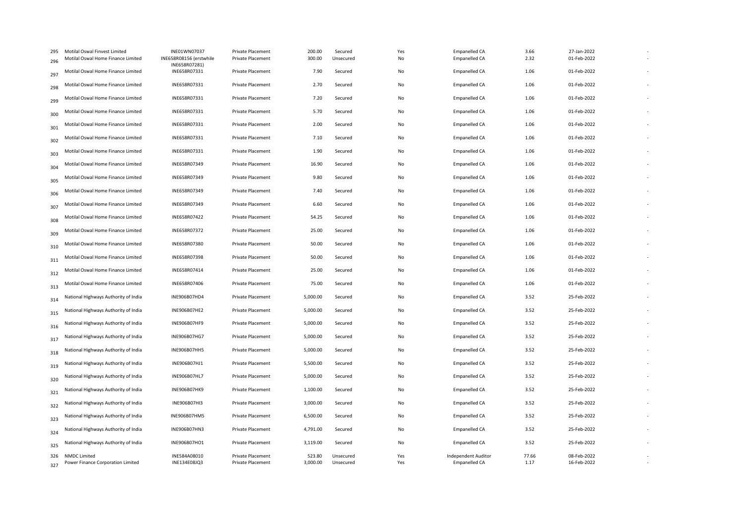| | | | | | | | | | | |
|---|---|---|---|---|---|---|---|---|---|---|
| 295 | Motilal Oswal Finvest Limited | INE01WN07037 | Private Placement | 200.00 | Secured | Yes | Empanelled CA | 3.66 | 27-Jan-2022 | - |
| 296 | Motilal Oswal Home Finance Limited | INE658R08156 (erstwhile INE658R07281) | Private Placement | 300.00 | Unsecured | No | Empanelled CA | 2.32 | 01-Feb-2022 | - |
| 297 | Motilal Oswal Home Finance Limited | INE658R07331 | Private Placement | 7.90 | Secured | No | Empanelled CA | 1.06 | 01-Feb-2022 | - |
| 298 | Motilal Oswal Home Finance Limited | INE658R07331 | Private Placement | 2.70 | Secured | No | Empanelled CA | 1.06 | 01-Feb-2022 | - |
| 299 | Motilal Oswal Home Finance Limited | INE658R07331 | Private Placement | 7.20 | Secured | No | Empanelled CA | 1.06 | 01-Feb-2022 | - |
| 300 | Motilal Oswal Home Finance Limited | INE658R07331 | Private Placement | 5.70 | Secured | No | Empanelled CA | 1.06 | 01-Feb-2022 | - |
| 301 | Motilal Oswal Home Finance Limited | INE658R07331 | Private Placement | 2.00 | Secured | No | Empanelled CA | 1.06 | 01-Feb-2022 | - |
| 302 | Motilal Oswal Home Finance Limited | INE658R07331 | Private Placement | 7.10 | Secured | No | Empanelled CA | 1.06 | 01-Feb-2022 | - |
| 303 | Motilal Oswal Home Finance Limited | INE658R07331 | Private Placement | 1.90 | Secured | No | Empanelled CA | 1.06 | 01-Feb-2022 | - |
| 304 | Motilal Oswal Home Finance Limited | INE658R07349 | Private Placement | 16.90 | Secured | No | Empanelled CA | 1.06 | 01-Feb-2022 | - |
| 305 | Motilal Oswal Home Finance Limited | INE658R07349 | Private Placement | 9.80 | Secured | No | Empanelled CA | 1.06 | 01-Feb-2022 | - |
| 306 | Motilal Oswal Home Finance Limited | INE658R07349 | Private Placement | 7.40 | Secured | No | Empanelled CA | 1.06 | 01-Feb-2022 | - |
| 307 | Motilal Oswal Home Finance Limited | INE658R07349 | Private Placement | 6.60 | Secured | No | Empanelled CA | 1.06 | 01-Feb-2022 | - |
| 308 | Motilal Oswal Home Finance Limited | INE658R07422 | Private Placement | 54.25 | Secured | No | Empanelled CA | 1.06 | 01-Feb-2022 | - |
| 309 | Motilal Oswal Home Finance Limited | INE658R07372 | Private Placement | 25.00 | Secured | No | Empanelled CA | 1.06 | 01-Feb-2022 | - |
| 310 | Motilal Oswal Home Finance Limited | INE658R07380 | Private Placement | 50.00 | Secured | No | Empanelled CA | 1.06 | 01-Feb-2022 | - |
| 311 | Motilal Oswal Home Finance Limited | INE658R07398 | Private Placement | 50.00 | Secured | No | Empanelled CA | 1.06 | 01-Feb-2022 | - |
| 312 | Motilal Oswal Home Finance Limited | INE658R07414 | Private Placement | 25.00 | Secured | No | Empanelled CA | 1.06 | 01-Feb-2022 | - |
| 313 | Motilal Oswal Home Finance Limited | INE658R07406 | Private Placement | 75.00 | Secured | No | Empanelled CA | 1.06 | 01-Feb-2022 | - |
| 314 | National Highways Authority of India | INE906B07HD4 | Private Placement | 5,000.00 | Secured | No | Empanelled CA | 3.52 | 25-Feb-2022 | - |
| 315 | National Highways Authority of India | INE906B07HE2 | Private Placement | 5,000.00 | Secured | No | Empanelled CA | 3.52 | 25-Feb-2022 | - |
| 316 | National Highways Authority of India | INE906B07HF9 | Private Placement | 5,000.00 | Secured | No | Empanelled CA | 3.52 | 25-Feb-2022 | - |
| 317 | National Highways Authority of India | INE906B07HG7 | Private Placement | 5,000.00 | Secured | No | Empanelled CA | 3.52 | 25-Feb-2022 | - |
| 318 | National Highways Authority of India | INE906B07HH5 | Private Placement | 5,000.00 | Secured | No | Empanelled CA | 3.52 | 25-Feb-2022 | - |
| 319 | National Highways Authority of India | INE906B07HJ1 | Private Placement | 5,500.00 | Secured | No | Empanelled CA | 3.52 | 25-Feb-2022 | - |
| 320 | National Highways Authority of India | INE906B07HL7 | Private Placement | 5,000.00 | Secured | No | Empanelled CA | 3.52 | 25-Feb-2022 | - |
| 321 | National Highways Authority of India | INE906B07HK9 | Private Placement | 1,100.00 | Secured | No | Empanelled CA | 3.52 | 25-Feb-2022 | - |
| 322 | National Highways Authority of India | INE906B07HI3 | Private Placement | 3,000.00 | Secured | No | Empanelled CA | 3.52 | 25-Feb-2022 | - |
| 323 | National Highways Authority of India | INE906B07HM5 | Private Placement | 6,500.00 | Secured | No | Empanelled CA | 3.52 | 25-Feb-2022 | - |
| 324 | National Highways Authority of India | INE906B07HN3 | Private Placement | 4,791.00 | Secured | No | Empanelled CA | 3.52 | 25-Feb-2022 | - |
| 325 | National Highways Authority of India | INE906B07HO1 | Private Placement | 3,119.00 | Secured | No | Empanelled CA | 3.52 | 25-Feb-2022 | - |
| 326 | NMDC Limited | INE584A08010 | Private Placement | 523.80 | Unsecured | Yes | Independent Auditor | 77.66 | 08-Feb-2022 | - |
| 327 | Power Finance Corporation Limited | INE134E08JQ3 | Private Placement | 3,000.00 | Unsecured | Yes | Empanelled CA | 1.17 | 16-Feb-2022 | - |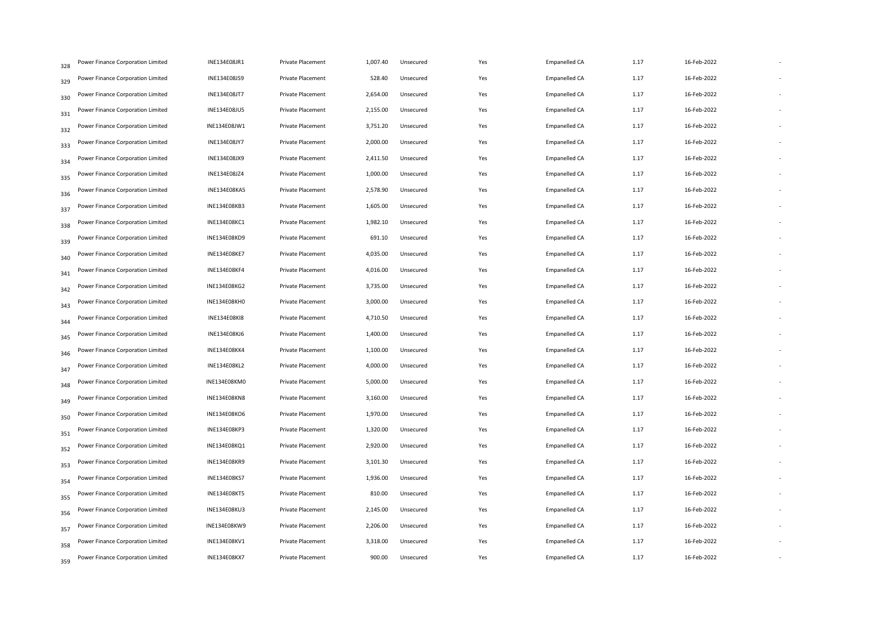| | | | | | | | | | | |
|---|---|---|---|---|---|---|---|---|---|---|
| 328 | Power Finance Corporation Limited | INE134E08JR1 | Private Placement | 1,007.40 | Unsecured | Yes | Empanelled CA | 1.17 | 16-Feb-2022 | - |
| 329 | Power Finance Corporation Limited | INE134E08JS9 | Private Placement | 528.40 | Unsecured | Yes | Empanelled CA | 1.17 | 16-Feb-2022 | - |
| 330 | Power Finance Corporation Limited | INE134E08JT7 | Private Placement | 2,654.00 | Unsecured | Yes | Empanelled CA | 1.17 | 16-Feb-2022 | - |
| 331 | Power Finance Corporation Limited | INE134E08JU5 | Private Placement | 2,155.00 | Unsecured | Yes | Empanelled CA | 1.17 | 16-Feb-2022 | - |
| 332 | Power Finance Corporation Limited | INE134E08JW1 | Private Placement | 3,751.20 | Unsecured | Yes | Empanelled CA | 1.17 | 16-Feb-2022 | - |
| 333 | Power Finance Corporation Limited | INE134E08JY7 | Private Placement | 2,000.00 | Unsecured | Yes | Empanelled CA | 1.17 | 16-Feb-2022 | - |
| 334 | Power Finance Corporation Limited | INE134E08JX9 | Private Placement | 2,411.50 | Unsecured | Yes | Empanelled CA | 1.17 | 16-Feb-2022 | - |
| 335 | Power Finance Corporation Limited | INE134E08JZ4 | Private Placement | 1,000.00 | Unsecured | Yes | Empanelled CA | 1.17 | 16-Feb-2022 | - |
| 336 | Power Finance Corporation Limited | INE134E08KA5 | Private Placement | 2,578.90 | Unsecured | Yes | Empanelled CA | 1.17 | 16-Feb-2022 | - |
| 337 | Power Finance Corporation Limited | INE134E08KB3 | Private Placement | 1,605.00 | Unsecured | Yes | Empanelled CA | 1.17 | 16-Feb-2022 | - |
| 338 | Power Finance Corporation Limited | INE134E08KC1 | Private Placement | 1,982.10 | Unsecured | Yes | Empanelled CA | 1.17 | 16-Feb-2022 | - |
| 339 | Power Finance Corporation Limited | INE134E08KD9 | Private Placement | 691.10 | Unsecured | Yes | Empanelled CA | 1.17 | 16-Feb-2022 | - |
| 340 | Power Finance Corporation Limited | INE134E08KE7 | Private Placement | 4,035.00 | Unsecured | Yes | Empanelled CA | 1.17 | 16-Feb-2022 | - |
| 341 | Power Finance Corporation Limited | INE134E08KF4 | Private Placement | 4,016.00 | Unsecured | Yes | Empanelled CA | 1.17 | 16-Feb-2022 | - |
| 342 | Power Finance Corporation Limited | INE134E08KG2 | Private Placement | 3,735.00 | Unsecured | Yes | Empanelled CA | 1.17 | 16-Feb-2022 | - |
| 343 | Power Finance Corporation Limited | INE134E08KH0 | Private Placement | 3,000.00 | Unsecured | Yes | Empanelled CA | 1.17 | 16-Feb-2022 | - |
| 344 | Power Finance Corporation Limited | INE134E08KI8 | Private Placement | 4,710.50 | Unsecured | Yes | Empanelled CA | 1.17 | 16-Feb-2022 | - |
| 345 | Power Finance Corporation Limited | INE134E08KJ6 | Private Placement | 1,400.00 | Unsecured | Yes | Empanelled CA | 1.17 | 16-Feb-2022 | - |
| 346 | Power Finance Corporation Limited | INE134E08KK4 | Private Placement | 1,100.00 | Unsecured | Yes | Empanelled CA | 1.17 | 16-Feb-2022 | - |
| 347 | Power Finance Corporation Limited | INE134E08KL2 | Private Placement | 4,000.00 | Unsecured | Yes | Empanelled CA | 1.17 | 16-Feb-2022 | - |
| 348 | Power Finance Corporation Limited | INE134E08KM0 | Private Placement | 5,000.00 | Unsecured | Yes | Empanelled CA | 1.17 | 16-Feb-2022 | - |
| 349 | Power Finance Corporation Limited | INE134E08KN8 | Private Placement | 3,160.00 | Unsecured | Yes | Empanelled CA | 1.17 | 16-Feb-2022 | - |
| 350 | Power Finance Corporation Limited | INE134E08KO6 | Private Placement | 1,970.00 | Unsecured | Yes | Empanelled CA | 1.17 | 16-Feb-2022 | - |
| 351 | Power Finance Corporation Limited | INE134E08KP3 | Private Placement | 1,320.00 | Unsecured | Yes | Empanelled CA | 1.17 | 16-Feb-2022 | - |
| 352 | Power Finance Corporation Limited | INE134E08KQ1 | Private Placement | 2,920.00 | Unsecured | Yes | Empanelled CA | 1.17 | 16-Feb-2022 | - |
| 353 | Power Finance Corporation Limited | INE134E08KR9 | Private Placement | 3,101.30 | Unsecured | Yes | Empanelled CA | 1.17 | 16-Feb-2022 | - |
| 354 | Power Finance Corporation Limited | INE134E08KS7 | Private Placement | 1,936.00 | Unsecured | Yes | Empanelled CA | 1.17 | 16-Feb-2022 | - |
| 355 | Power Finance Corporation Limited | INE134E08KT5 | Private Placement | 810.00 | Unsecured | Yes | Empanelled CA | 1.17 | 16-Feb-2022 | - |
| 356 | Power Finance Corporation Limited | INE134E08KU3 | Private Placement | 2,145.00 | Unsecured | Yes | Empanelled CA | 1.17 | 16-Feb-2022 | - |
| 357 | Power Finance Corporation Limited | INE134E08KW9 | Private Placement | 2,206.00 | Unsecured | Yes | Empanelled CA | 1.17 | 16-Feb-2022 | - |
| 358 | Power Finance Corporation Limited | INE134E08KV1 | Private Placement | 3,318.00 | Unsecured | Yes | Empanelled CA | 1.17 | 16-Feb-2022 | - |
| 359 | Power Finance Corporation Limited | INE134E08KX7 | Private Placement | 900.00 | Unsecured | Yes | Empanelled CA | 1.17 | 16-Feb-2022 | - |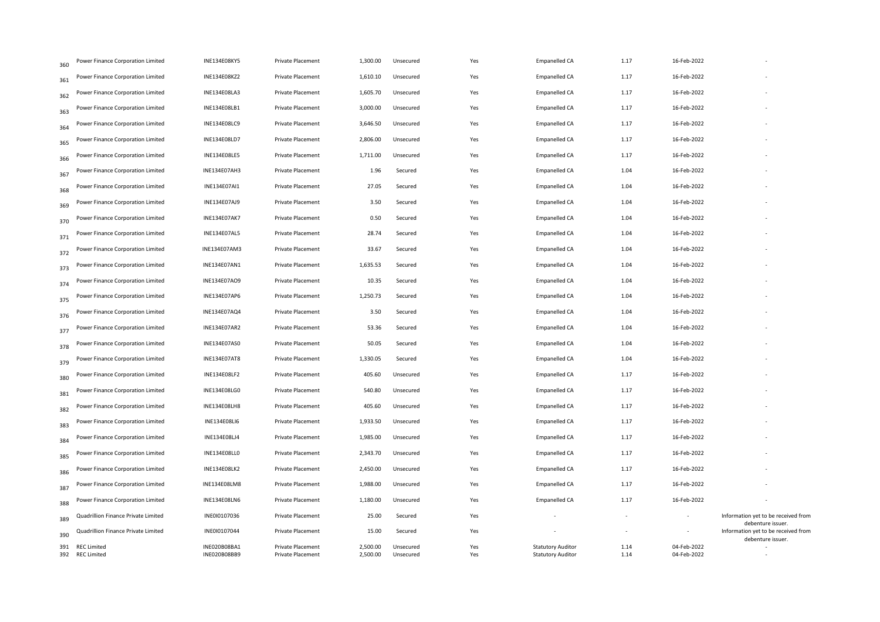| | | | | | | | | | | |
|---|---|---|---|---|---|---|---|---|---|---|
| 360 | Power Finance Corporation Limited | INE134E08KY5 | Private Placement | 1,300.00 | Unsecured | Yes | Empanelled CA | 1.17 | 16-Feb-2022 | - |
| 361 | Power Finance Corporation Limited | INE134E08KZ2 | Private Placement | 1,610.10 | Unsecured | Yes | Empanelled CA | 1.17 | 16-Feb-2022 | - |
| 362 | Power Finance Corporation Limited | INE134E08LA3 | Private Placement | 1,605.70 | Unsecured | Yes | Empanelled CA | 1.17 | 16-Feb-2022 | - |
| 363 | Power Finance Corporation Limited | INE134E08LB1 | Private Placement | 3,000.00 | Unsecured | Yes | Empanelled CA | 1.17 | 16-Feb-2022 | - |
| 364 | Power Finance Corporation Limited | INE134E08LC9 | Private Placement | 3,646.50 | Unsecured | Yes | Empanelled CA | 1.17 | 16-Feb-2022 | - |
| 365 | Power Finance Corporation Limited | INE134E08LD7 | Private Placement | 2,806.00 | Unsecured | Yes | Empanelled CA | 1.17 | 16-Feb-2022 | - |
| 366 | Power Finance Corporation Limited | INE134E08LE5 | Private Placement | 1,711.00 | Unsecured | Yes | Empanelled CA | 1.17 | 16-Feb-2022 | - |
| 367 | Power Finance Corporation Limited | INE134E07AH3 | Private Placement | 1.96 | Secured | Yes | Empanelled CA | 1.04 | 16-Feb-2022 | - |
| 368 | Power Finance Corporation Limited | INE134E07AI1 | Private Placement | 27.05 | Secured | Yes | Empanelled CA | 1.04 | 16-Feb-2022 | - |
| 369 | Power Finance Corporation Limited | INE134E07AJ9 | Private Placement | 3.50 | Secured | Yes | Empanelled CA | 1.04 | 16-Feb-2022 | - |
| 370 | Power Finance Corporation Limited | INE134E07AK7 | Private Placement | 0.50 | Secured | Yes | Empanelled CA | 1.04 | 16-Feb-2022 | - |
| 371 | Power Finance Corporation Limited | INE134E07AL5 | Private Placement | 28.74 | Secured | Yes | Empanelled CA | 1.04 | 16-Feb-2022 | - |
| 372 | Power Finance Corporation Limited | INE134E07AM3 | Private Placement | 33.67 | Secured | Yes | Empanelled CA | 1.04 | 16-Feb-2022 | - |
| 373 | Power Finance Corporation Limited | INE134E07AN1 | Private Placement | 1,635.53 | Secured | Yes | Empanelled CA | 1.04 | 16-Feb-2022 | - |
| 374 | Power Finance Corporation Limited | INE134E07AO9 | Private Placement | 10.35 | Secured | Yes | Empanelled CA | 1.04 | 16-Feb-2022 | - |
| 375 | Power Finance Corporation Limited | INE134E07AP6 | Private Placement | 1,250.73 | Secured | Yes | Empanelled CA | 1.04 | 16-Feb-2022 | - |
| 376 | Power Finance Corporation Limited | INE134E07AQ4 | Private Placement | 3.50 | Secured | Yes | Empanelled CA | 1.04 | 16-Feb-2022 | - |
| 377 | Power Finance Corporation Limited | INE134E07AR2 | Private Placement | 53.36 | Secured | Yes | Empanelled CA | 1.04 | 16-Feb-2022 | - |
| 378 | Power Finance Corporation Limited | INE134E07AS0 | Private Placement | 50.05 | Secured | Yes | Empanelled CA | 1.04 | 16-Feb-2022 | - |
| 379 | Power Finance Corporation Limited | INE134E07AT8 | Private Placement | 1,330.05 | Secured | Yes | Empanelled CA | 1.04 | 16-Feb-2022 | - |
| 380 | Power Finance Corporation Limited | INE134E08LF2 | Private Placement | 405.60 | Unsecured | Yes | Empanelled CA | 1.17 | 16-Feb-2022 | - |
| 381 | Power Finance Corporation Limited | INE134E08LG0 | Private Placement | 540.80 | Unsecured | Yes | Empanelled CA | 1.17 | 16-Feb-2022 | - |
| 382 | Power Finance Corporation Limited | INE134E08LH8 | Private Placement | 405.60 | Unsecured | Yes | Empanelled CA | 1.17 | 16-Feb-2022 | - |
| 383 | Power Finance Corporation Limited | INE134E08LI6 | Private Placement | 1,933.50 | Unsecured | Yes | Empanelled CA | 1.17 | 16-Feb-2022 | - |
| 384 | Power Finance Corporation Limited | INE134E08LJ4 | Private Placement | 1,985.00 | Unsecured | Yes | Empanelled CA | 1.17 | 16-Feb-2022 | - |
| 385 | Power Finance Corporation Limited | INE134E08LL0 | Private Placement | 2,343.70 | Unsecured | Yes | Empanelled CA | 1.17 | 16-Feb-2022 | - |
| 386 | Power Finance Corporation Limited | INE134E08LK2 | Private Placement | 2,450.00 | Unsecured | Yes | Empanelled CA | 1.17 | 16-Feb-2022 | - |
| 387 | Power Finance Corporation Limited | INE134E08LM8 | Private Placement | 1,988.00 | Unsecured | Yes | Empanelled CA | 1.17 | 16-Feb-2022 | - |
| 388 | Power Finance Corporation Limited | INE134E08LN6 | Private Placement | 1,180.00 | Unsecured | Yes | Empanelled CA | 1.17 | 16-Feb-2022 | - |
| 389 | Quadrillion Finance Private Limited | INE0I0107036 | Private Placement | 25.00 | Secured | Yes | - | - | - | Information yet to be received from debenture issuer. |
| 390 | Quadrillion Finance Private Limited | INE0I0107044 | Private Placement | 15.00 | Secured | Yes | - | - | - | Information yet to be received from debenture issuer. |
| 391 | REC Limited | INE020B08BA1 | Private Placement | 2,500.00 | Unsecured | Yes | Statutory Auditor | 1.14 | 04-Feb-2022 | - |
| 392 | REC Limited | INE020B08BB9 | Private Placement | 2,500.00 | Unsecured | Yes | Statutory Auditor | 1.14 | 04-Feb-2022 | - |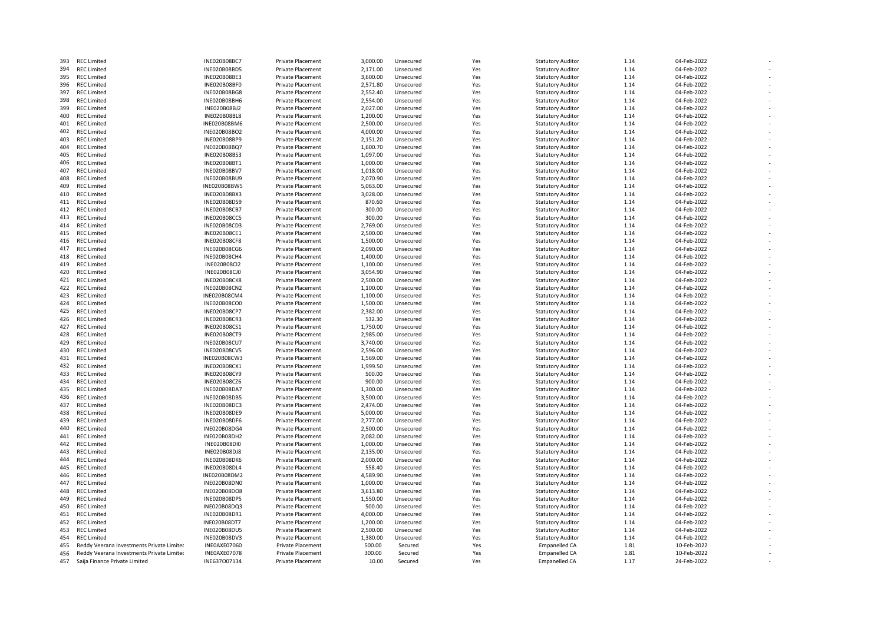| | | | | | | | | | | |
|---|---|---|---|---|---|---|---|---|---|---|
| 393 | REC Limited | INE020B08BC7 | Private Placement | 3,000.00 | Unsecured | Yes | Statutory Auditor | 1.14 | 04-Feb-2022 | - |
| 394 | REC Limited | INE020B08BD5 | Private Placement | 2,171.00 | Unsecured | Yes | Statutory Auditor | 1.14 | 04-Feb-2022 | - |
| 395 | REC Limited | INE020B08BE3 | Private Placement | 3,600.00 | Unsecured | Yes | Statutory Auditor | 1.14 | 04-Feb-2022 | - |
| 396 | REC Limited | INE020B08BF0 | Private Placement | 2,571.80 | Unsecured | Yes | Statutory Auditor | 1.14 | 04-Feb-2022 | - |
| 397 | REC Limited | INE020B08BG8 | Private Placement | 2,552.40 | Unsecured | Yes | Statutory Auditor | 1.14 | 04-Feb-2022 | - |
| 398 | REC Limited | INE020B08BH6 | Private Placement | 2,554.00 | Unsecured | Yes | Statutory Auditor | 1.14 | 04-Feb-2022 | - |
| 399 | REC Limited | INE020B08BJ2 | Private Placement | 2,027.00 | Unsecured | Yes | Statutory Auditor | 1.14 | 04-Feb-2022 | - |
| 400 | REC Limited | INE020B08BL8 | Private Placement | 1,200.00 | Unsecured | Yes | Statutory Auditor | 1.14 | 04-Feb-2022 | - |
| 401 | REC Limited | INE020B08BM6 | Private Placement | 2,500.00 | Unsecured | Yes | Statutory Auditor | 1.14 | 04-Feb-2022 | - |
| 402 | REC Limited | INE020B08BO2 | Private Placement | 4,000.00 | Unsecured | Yes | Statutory Auditor | 1.14 | 04-Feb-2022 | - |
| 403 | REC Limited | INE020B08BP9 | Private Placement | 2,151.20 | Unsecured | Yes | Statutory Auditor | 1.14 | 04-Feb-2022 | - |
| 404 | REC Limited | INE020B08BQ7 | Private Placement | 1,600.70 | Unsecured | Yes | Statutory Auditor | 1.14 | 04-Feb-2022 | - |
| 405 | REC Limited | INE020B08BS3 | Private Placement | 1,097.00 | Unsecured | Yes | Statutory Auditor | 1.14 | 04-Feb-2022 | - |
| 406 | REC Limited | INE020B08BT1 | Private Placement | 1,000.00 | Unsecured | Yes | Statutory Auditor | 1.14 | 04-Feb-2022 | - |
| 407 | REC Limited | INE020B08BV7 | Private Placement | 1,018.00 | Unsecured | Yes | Statutory Auditor | 1.14 | 04-Feb-2022 | - |
| 408 | REC Limited | INE020B08BU9 | Private Placement | 2,070.90 | Unsecured | Yes | Statutory Auditor | 1.14 | 04-Feb-2022 | - |
| 409 | REC Limited | INE020B08BW5 | Private Placement | 5,063.00 | Unsecured | Yes | Statutory Auditor | 1.14 | 04-Feb-2022 | - |
| 410 | REC Limited | INE020B08BX3 | Private Placement | 3,028.00 | Unsecured | Yes | Statutory Auditor | 1.14 | 04-Feb-2022 | - |
| 411 | REC Limited | INE020B08DS9 | Private Placement | 870.60 | Unsecured | Yes | Statutory Auditor | 1.14 | 04-Feb-2022 | - |
| 412 | REC Limited | INE020B08CB7 | Private Placement | 300.00 | Unsecured | Yes | Statutory Auditor | 1.14 | 04-Feb-2022 | - |
| 413 | REC Limited | INE020B08CC5 | Private Placement | 300.00 | Unsecured | Yes | Statutory Auditor | 1.14 | 04-Feb-2022 | - |
| 414 | REC Limited | INE020B08CD3 | Private Placement | 2,769.00 | Unsecured | Yes | Statutory Auditor | 1.14 | 04-Feb-2022 | - |
| 415 | REC Limited | INE020B08CE1 | Private Placement | 2,500.00 | Unsecured | Yes | Statutory Auditor | 1.14 | 04-Feb-2022 | - |
| 416 | REC Limited | INE020B08CF8 | Private Placement | 1,500.00 | Unsecured | Yes | Statutory Auditor | 1.14 | 04-Feb-2022 | - |
| 417 | REC Limited | INE020B08CG6 | Private Placement | 2,090.00 | Unsecured | Yes | Statutory Auditor | 1.14 | 04-Feb-2022 | - |
| 418 | REC Limited | INE020B08CH4 | Private Placement | 1,400.00 | Unsecured | Yes | Statutory Auditor | 1.14 | 04-Feb-2022 | - |
| 419 | REC Limited | INE020B08CI2 | Private Placement | 1,100.00 | Unsecured | Yes | Statutory Auditor | 1.14 | 04-Feb-2022 | - |
| 420 | REC Limited | INE020B08CJ0 | Private Placement | 3,054.90 | Unsecured | Yes | Statutory Auditor | 1.14 | 04-Feb-2022 | - |
| 421 | REC Limited | INE020B08CK8 | Private Placement | 2,500.00 | Unsecured | Yes | Statutory Auditor | 1.14 | 04-Feb-2022 | - |
| 422 | REC Limited | INE020B08CN2 | Private Placement | 1,100.00 | Unsecured | Yes | Statutory Auditor | 1.14 | 04-Feb-2022 | - |
| 423 | REC Limited | INE020B08CM4 | Private Placement | 1,100.00 | Unsecured | Yes | Statutory Auditor | 1.14 | 04-Feb-2022 | - |
| 424 | REC Limited | INE020B08CO0 | Private Placement | 1,500.00 | Unsecured | Yes | Statutory Auditor | 1.14 | 04-Feb-2022 | - |
| 425 | REC Limited | INE020B08CP7 | Private Placement | 2,382.00 | Unsecured | Yes | Statutory Auditor | 1.14 | 04-Feb-2022 | - |
| 426 | REC Limited | INE020B08CR3 | Private Placement | 532.30 | Unsecured | Yes | Statutory Auditor | 1.14 | 04-Feb-2022 | - |
| 427 | REC Limited | INE020B08CS1 | Private Placement | 1,750.00 | Unsecured | Yes | Statutory Auditor | 1.14 | 04-Feb-2022 | - |
| 428 | REC Limited | INE020B08CT9 | Private Placement | 2,985.00 | Unsecured | Yes | Statutory Auditor | 1.14 | 04-Feb-2022 | - |
| 429 | REC Limited | INE020B08CU7 | Private Placement | 3,740.00 | Unsecured | Yes | Statutory Auditor | 1.14 | 04-Feb-2022 | - |
| 430 | REC Limited | INE020B08CV5 | Private Placement | 2,596.00 | Unsecured | Yes | Statutory Auditor | 1.14 | 04-Feb-2022 | - |
| 431 | REC Limited | INE020B08CW3 | Private Placement | 1,569.00 | Unsecured | Yes | Statutory Auditor | 1.14 | 04-Feb-2022 | - |
| 432 | REC Limited | INE020B08CX1 | Private Placement | 1,999.50 | Unsecured | Yes | Statutory Auditor | 1.14 | 04-Feb-2022 | - |
| 433 | REC Limited | INE020B08CY9 | Private Placement | 500.00 | Unsecured | Yes | Statutory Auditor | 1.14 | 04-Feb-2022 | - |
| 434 | REC Limited | INE020B08CZ6 | Private Placement | 900.00 | Unsecured | Yes | Statutory Auditor | 1.14 | 04-Feb-2022 | - |
| 435 | REC Limited | INE020B08DA7 | Private Placement | 1,300.00 | Unsecured | Yes | Statutory Auditor | 1.14 | 04-Feb-2022 | - |
| 436 | REC Limited | INE020B08DB5 | Private Placement | 3,500.00 | Unsecured | Yes | Statutory Auditor | 1.14 | 04-Feb-2022 | - |
| 437 | REC Limited | INE020B08DC3 | Private Placement | 2,474.00 | Unsecured | Yes | Statutory Auditor | 1.14 | 04-Feb-2022 | - |
| 438 | REC Limited | INE020B08DE9 | Private Placement | 5,000.00 | Unsecured | Yes | Statutory Auditor | 1.14 | 04-Feb-2022 | - |
| 439 | REC Limited | INE020B08DF6 | Private Placement | 2,777.00 | Unsecured | Yes | Statutory Auditor | 1.14 | 04-Feb-2022 | - |
| 440 | REC Limited | INE020B08DG4 | Private Placement | 2,500.00 | Unsecured | Yes | Statutory Auditor | 1.14 | 04-Feb-2022 | - |
| 441 | REC Limited | INE020B08DH2 | Private Placement | 2,082.00 | Unsecured | Yes | Statutory Auditor | 1.14 | 04-Feb-2022 | - |
| 442 | REC Limited | INE020B08DI0 | Private Placement | 1,000.00 | Unsecured | Yes | Statutory Auditor | 1.14 | 04-Feb-2022 | - |
| 443 | REC Limited | INE020B08DJ8 | Private Placement | 2,135.00 | Unsecured | Yes | Statutory Auditor | 1.14 | 04-Feb-2022 | - |
| 444 | REC Limited | INE020B08DK6 | Private Placement | 2,000.00 | Unsecured | Yes | Statutory Auditor | 1.14 | 04-Feb-2022 | - |
| 445 | REC Limited | INE020B08DL4 | Private Placement | 558.40 | Unsecured | Yes | Statutory Auditor | 1.14 | 04-Feb-2022 | - |
| 446 | REC Limited | INE020B08DM2 | Private Placement | 4,589.90 | Unsecured | Yes | Statutory Auditor | 1.14 | 04-Feb-2022 | - |
| 447 | REC Limited | INE020B08DN0 | Private Placement | 1,000.00 | Unsecured | Yes | Statutory Auditor | 1.14 | 04-Feb-2022 | - |
| 448 | REC Limited | INE020B08DO8 | Private Placement | 3,613.80 | Unsecured | Yes | Statutory Auditor | 1.14 | 04-Feb-2022 | - |
| 449 | REC Limited | INE020B08DP5 | Private Placement | 1,550.00 | Unsecured | Yes | Statutory Auditor | 1.14 | 04-Feb-2022 | - |
| 450 | REC Limited | INE020B08DQ3 | Private Placement | 500.00 | Unsecured | Yes | Statutory Auditor | 1.14 | 04-Feb-2022 | - |
| 451 | REC Limited | INE020B08DR1 | Private Placement | 4,000.00 | Unsecured | Yes | Statutory Auditor | 1.14 | 04-Feb-2022 | - |
| 452 | REC Limited | INE020B08DT7 | Private Placement | 1,200.00 | Unsecured | Yes | Statutory Auditor | 1.14 | 04-Feb-2022 | - |
| 453 | REC Limited | INE020B08DU5 | Private Placement | 2,500.00 | Unsecured | Yes | Statutory Auditor | 1.14 | 04-Feb-2022 | - |
| 454 | REC Limited | INE020B08DV3 | Private Placement | 1,380.00 | Unsecured | Yes | Statutory Auditor | 1.14 | 04-Feb-2022 | - |
| 455 | Reddy Veerana Investments Private Limited | INE0AXE07060 | Private Placement | 500.00 | Secured | Yes | Empanelled CA | 1.81 | 10-Feb-2022 | - |
| 456 | Reddy Veerana Investments Private Limited | INE0AXE07078 | Private Placement | 300.00 | Secured | Yes | Empanelled CA | 1.81 | 10-Feb-2022 | - |
| 457 | Saija Finance Private Limited | INE637O07134 | Private Placement | 10.00 | Secured | Yes | Empanelled CA | 1.17 | 24-Feb-2022 | - |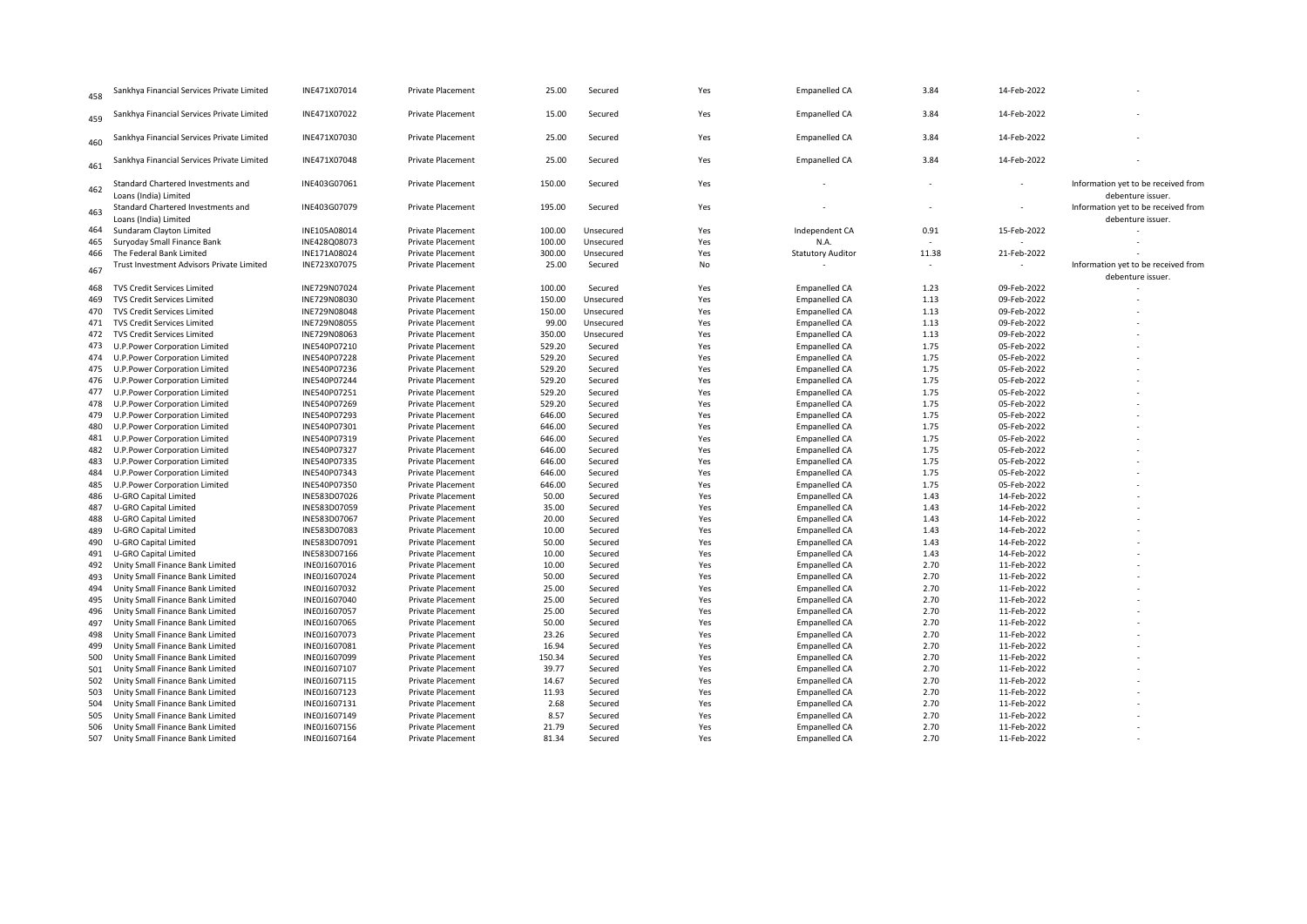| | | | | | | | | | | |
|---|---|---|---|---|---|---|---|---|---|---|
| 458 | Sankhya Financial Services Private Limited | INE471X07014 | Private Placement | 25.00 | Secured | Yes | Empanelled CA | 3.84 | 14-Feb-2022 | - |
| 459 | Sankhya Financial Services Private Limited | INE471X07022 | Private Placement | 15.00 | Secured | Yes | Empanelled CA | 3.84 | 14-Feb-2022 | - |
| 460 | Sankhya Financial Services Private Limited | INE471X07030 | Private Placement | 25.00 | Secured | Yes | Empanelled CA | 3.84 | 14-Feb-2022 | - |
| 461 | Sankhya Financial Services Private Limited | INE471X07048 | Private Placement | 25.00 | Secured | Yes | Empanelled CA | 3.84 | 14-Feb-2022 | - |
| 462 | Standard Chartered Investments and Loans (India) Limited | INE403G07061 | Private Placement | 150.00 | Secured | Yes | - | - | - | Information yet to be received from debenture issuer. |
| 463 | Standard Chartered Investments and Loans (India) Limited | INE403G07079 | Private Placement | 195.00 | Secured | Yes | - | - | - | Information yet to be received from debenture issuer. |
| 464 | Sundaram Clayton Limited | INE105A08014 | Private Placement | 100.00 | Unsecured | Yes | Independent CA | 0.91 | 15-Feb-2022 | - |
| 465 | Suryoday Small Finance Bank | INE428Q08073 | Private Placement | 100.00 | Unsecured | Yes | N.A. | - | - | - |
| 466 | The Federal Bank Limited | INE171A08024 | Private Placement | 300.00 | Unsecured | Yes | Statutory Auditor | 11.38 | 21-Feb-2022 | - |
| 467 | Trust Investment Advisors Private Limited | INE723X07075 | Private Placement | 25.00 | Secured | No | - | - | - | Information yet to be received from debenture issuer. |
| 468 | TVS Credit Services Limited | INE729N07024 | Private Placement | 100.00 | Secured | Yes | Empanelled CA | 1.23 | 09-Feb-2022 | - |
| 469 | TVS Credit Services Limited | INE729N08030 | Private Placement | 150.00 | Unsecured | Yes | Empanelled CA | 1.13 | 09-Feb-2022 | - |
| 470 | TVS Credit Services Limited | INE729N08048 | Private Placement | 150.00 | Unsecured | Yes | Empanelled CA | 1.13 | 09-Feb-2022 | - |
| 471 | TVS Credit Services Limited | INE729N08055 | Private Placement | 99.00 | Unsecured | Yes | Empanelled CA | 1.13 | 09-Feb-2022 | - |
| 472 | TVS Credit Services Limited | INE729N08063 | Private Placement | 350.00 | Unsecured | Yes | Empanelled CA | 1.13 | 09-Feb-2022 | - |
| 473 | U.P.Power Corporation Limited | INE540P07210 | Private Placement | 529.20 | Secured | Yes | Empanelled CA | 1.75 | 05-Feb-2022 | - |
| 474 | U.P.Power Corporation Limited | INE540P07228 | Private Placement | 529.20 | Secured | Yes | Empanelled CA | 1.75 | 05-Feb-2022 | - |
| 475 | U.P.Power Corporation Limited | INE540P07236 | Private Placement | 529.20 | Secured | Yes | Empanelled CA | 1.75 | 05-Feb-2022 | - |
| 476 | U.P.Power Corporation Limited | INE540P07244 | Private Placement | 529.20 | Secured | Yes | Empanelled CA | 1.75 | 05-Feb-2022 | - |
| 477 | U.P.Power Corporation Limited | INE540P07251 | Private Placement | 529.20 | Secured | Yes | Empanelled CA | 1.75 | 05-Feb-2022 | - |
| 478 | U.P.Power Corporation Limited | INE540P07269 | Private Placement | 529.20 | Secured | Yes | Empanelled CA | 1.75 | 05-Feb-2022 | - |
| 479 | U.P.Power Corporation Limited | INE540P07293 | Private Placement | 646.00 | Secured | Yes | Empanelled CA | 1.75 | 05-Feb-2022 | - |
| 480 | U.P.Power Corporation Limited | INE540P07301 | Private Placement | 646.00 | Secured | Yes | Empanelled CA | 1.75 | 05-Feb-2022 | - |
| 481 | U.P.Power Corporation Limited | INE540P07319 | Private Placement | 646.00 | Secured | Yes | Empanelled CA | 1.75 | 05-Feb-2022 | - |
| 482 | U.P.Power Corporation Limited | INE540P07327 | Private Placement | 646.00 | Secured | Yes | Empanelled CA | 1.75 | 05-Feb-2022 | - |
| 483 | U.P.Power Corporation Limited | INE540P07335 | Private Placement | 646.00 | Secured | Yes | Empanelled CA | 1.75 | 05-Feb-2022 | - |
| 484 | U.P.Power Corporation Limited | INE540P07343 | Private Placement | 646.00 | Secured | Yes | Empanelled CA | 1.75 | 05-Feb-2022 | - |
| 485 | U.P.Power Corporation Limited | INE540P07350 | Private Placement | 646.00 | Secured | Yes | Empanelled CA | 1.75 | 05-Feb-2022 | - |
| 486 | U-GRO Capital Limited | INE583D07026 | Private Placement | 50.00 | Secured | Yes | Empanelled CA | 1.43 | 14-Feb-2022 | - |
| 487 | U-GRO Capital Limited | INE583D07059 | Private Placement | 35.00 | Secured | Yes | Empanelled CA | 1.43 | 14-Feb-2022 | - |
| 488 | U-GRO Capital Limited | INE583D07067 | Private Placement | 20.00 | Secured | Yes | Empanelled CA | 1.43 | 14-Feb-2022 | - |
| 489 | U-GRO Capital Limited | INE583D07083 | Private Placement | 10.00 | Secured | Yes | Empanelled CA | 1.43 | 14-Feb-2022 | - |
| 490 | U-GRO Capital Limited | INE583D07091 | Private Placement | 50.00 | Secured | Yes | Empanelled CA | 1.43 | 14-Feb-2022 | - |
| 491 | U-GRO Capital Limited | INE583D07166 | Private Placement | 10.00 | Secured | Yes | Empanelled CA | 1.43 | 14-Feb-2022 | - |
| 492 | Unity Small Finance Bank Limited | INE0J1607016 | Private Placement | 10.00 | Secured | Yes | Empanelled CA | 2.70 | 11-Feb-2022 | - |
| 493 | Unity Small Finance Bank Limited | INE0J1607024 | Private Placement | 50.00 | Secured | Yes | Empanelled CA | 2.70 | 11-Feb-2022 | - |
| 494 | Unity Small Finance Bank Limited | INE0J1607032 | Private Placement | 25.00 | Secured | Yes | Empanelled CA | 2.70 | 11-Feb-2022 | - |
| 495 | Unity Small Finance Bank Limited | INE0J1607040 | Private Placement | 25.00 | Secured | Yes | Empanelled CA | 2.70 | 11-Feb-2022 | - |
| 496 | Unity Small Finance Bank Limited | INE0J1607057 | Private Placement | 25.00 | Secured | Yes | Empanelled CA | 2.70 | 11-Feb-2022 | - |
| 497 | Unity Small Finance Bank Limited | INE0J1607065 | Private Placement | 50.00 | Secured | Yes | Empanelled CA | 2.70 | 11-Feb-2022 | - |
| 498 | Unity Small Finance Bank Limited | INE0J1607073 | Private Placement | 23.26 | Secured | Yes | Empanelled CA | 2.70 | 11-Feb-2022 | - |
| 499 | Unity Small Finance Bank Limited | INE0J1607081 | Private Placement | 16.94 | Secured | Yes | Empanelled CA | 2.70 | 11-Feb-2022 | - |
| 500 | Unity Small Finance Bank Limited | INE0J1607099 | Private Placement | 150.34 | Secured | Yes | Empanelled CA | 2.70 | 11-Feb-2022 | - |
| 501 | Unity Small Finance Bank Limited | INE0J1607107 | Private Placement | 39.77 | Secured | Yes | Empanelled CA | 2.70 | 11-Feb-2022 | - |
| 502 | Unity Small Finance Bank Limited | INE0J1607115 | Private Placement | 14.67 | Secured | Yes | Empanelled CA | 2.70 | 11-Feb-2022 | - |
| 503 | Unity Small Finance Bank Limited | INE0J1607123 | Private Placement | 11.93 | Secured | Yes | Empanelled CA | 2.70 | 11-Feb-2022 | - |
| 504 | Unity Small Finance Bank Limited | INE0J1607131 | Private Placement | 2.68 | Secured | Yes | Empanelled CA | 2.70 | 11-Feb-2022 | - |
| 505 | Unity Small Finance Bank Limited | INE0J1607149 | Private Placement | 8.57 | Secured | Yes | Empanelled CA | 2.70 | 11-Feb-2022 | - |
| 506 | Unity Small Finance Bank Limited | INE0J1607156 | Private Placement | 21.79 | Secured | Yes | Empanelled CA | 2.70 | 11-Feb-2022 | - |
| 507 | Unity Small Finance Bank Limited | INE0J1607164 | Private Placement | 81.34 | Secured | Yes | Empanelled CA | 2.70 | 11-Feb-2022 | - |